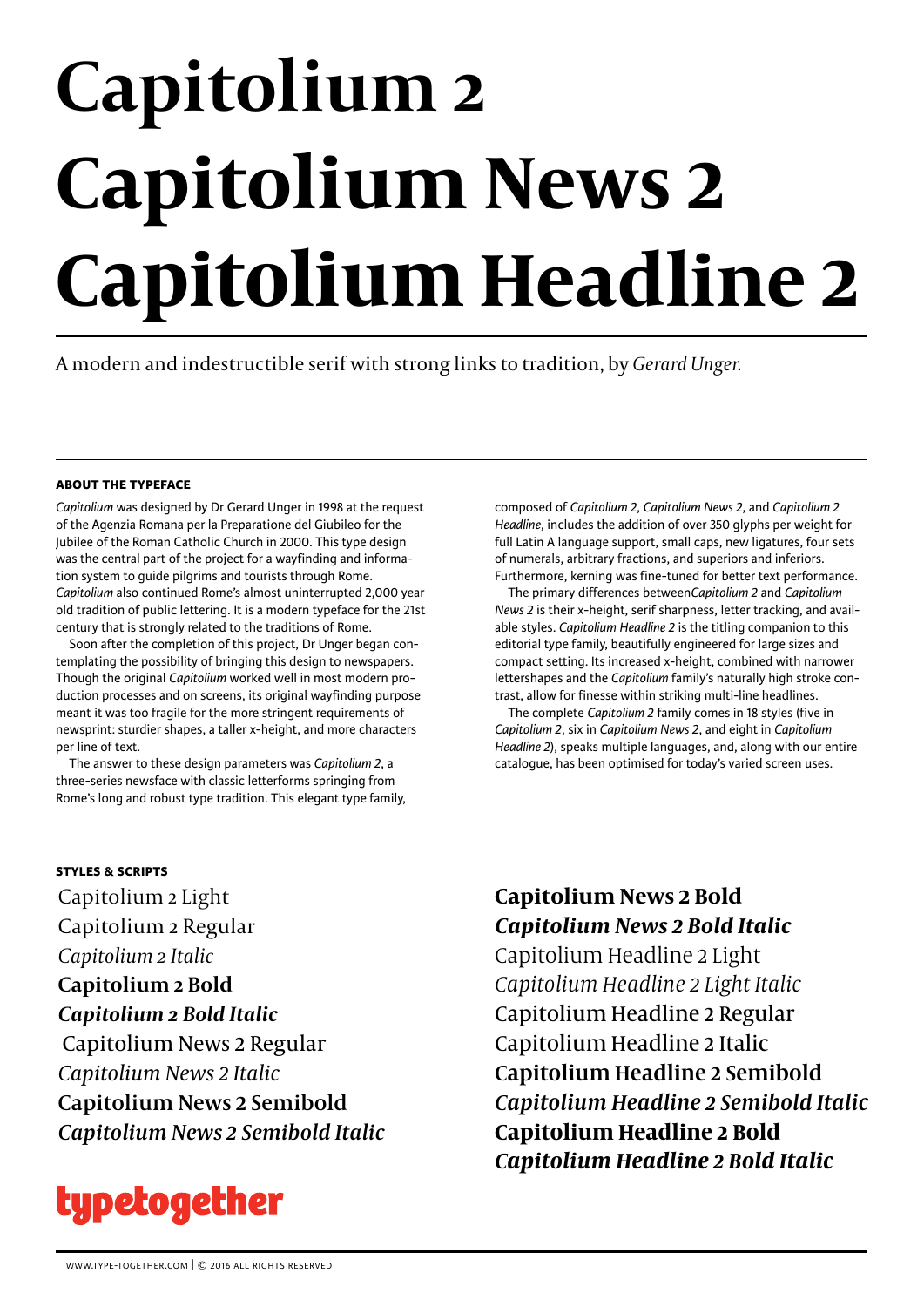# Capitolium 2
# Capitolium News 2
# Capitolium Headline 2

A modern and indestructible serif with strong links to tradition, by *Gerard Unger.*

### ABOUT THE TYPEFACE

*Capitolium* was designed by Dr Gerard Unger in 1998 at the request of the Agenzia Romana per la Preparatione del Giubileo for the Jubilee of the Roman Catholic Church in 2000. This type design was the central part of the project for a wayfinding and information system to guide pilgrims and tourists through Rome. *Capitolium* also continued Rome's almost uninterrupted 2,000 year old tradition of public lettering. It is a modern typeface for the 21st century that is strongly related to the traditions of Rome.

Soon after the completion of this project, Dr Unger began contemplating the possibility of bringing this design to newspapers. Though the original *Capitolium* worked well in most modern production processes and on screens, its original wayfinding purpose meant it was too fragile for the more stringent requirements of newsprint: sturdier shapes, a taller x-height, and more characters per line of text.

The answer to these design parameters was *Capitolium 2*, a three-series newsface with classic letterforms springing from Rome's long and robust type tradition. This elegant type family, composed of *Capitolium 2*, *Capitolium News 2*, and *Capitolium 2 Headline*, includes the addition of over 350 glyphs per weight for full Latin A language support, small caps, new ligatures, four sets of numerals, arbitrary fractions, and superiors and inferiors. Furthermore, kerning was fine-tuned for better text performance.

The primary differences between*Capitolium 2* and *Capitolium News 2* is their x-height, serif sharpness, letter tracking, and available styles. *Capitolium Headline 2* is the titling companion to this editorial type family, beautifully engineered for large sizes and compact setting. Its increased x-height, combined with narrower lettershapes and the *Capitolium* family's naturally high stroke contrast, allow for finesse within striking multi-line headlines.

The complete *Capitolium 2* family comes in 18 styles (five in *Capitolium 2*, six in *Capitolium News 2*, and eight in *Capitolium Headline 2*), speaks multiple languages, and, along with our entire catalogue, has been optimised for today's varied screen uses.

### STYLES & SCRIPTS

Capitolium 2 Light
Capitolium 2 Regular
*Capitolium 2 Italic*
**Capitolium 2 Bold**
***Capitolium 2 Bold Italic***
Capitolium News 2 Regular
*Capitolium News 2 Italic*
**Capitolium News 2 Semibold**
***Capitolium News 2 Semibold Italic***
**Capitolium News 2 Bold**
***Capitolium News 2 Bold Italic***
Capitolium Headline 2 Light
*Capitolium Headline 2 Light Italic*
Capitolium Headline 2 Regular
Capitolium Headline 2 Italic
**Capitolium Headline 2 Semibold**
***Capitolium Headline 2 Semibold Italic***
**Capitolium Headline 2 Bold**
***Capitolium Headline 2 Bold Italic***

typetogether

WWW.TYPE-TOGETHER.COM | © 2016 ALL RIGHTS RESERVED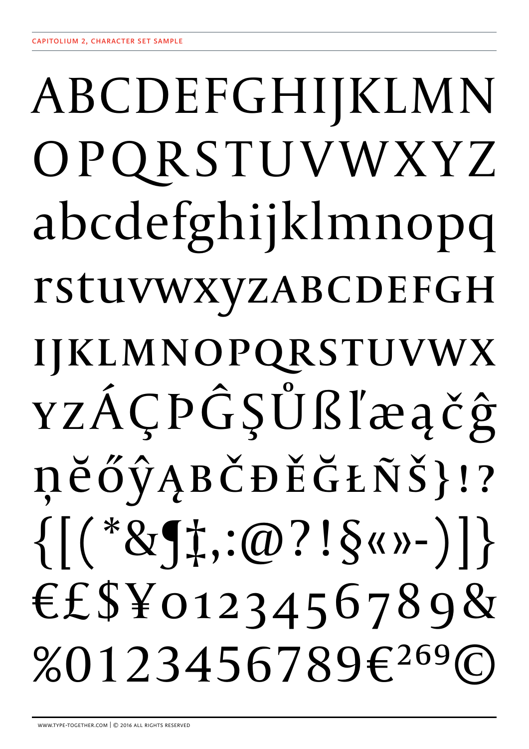CAPITOLIUM 2, CHARACTER SET SAMPLE

ABCDEFGHIJKLMN
OPQRSTUVWXYZ
abcdefghijklmnopq
rstuvwxyzABCDEFGH
IJKLMNOPQRSTUVWX
YZÁÇÞĜŞŮßľæąčĝ
ņěőŷĄBČĐĚĞŁÑŠ}!?
{[(*&¶‡,:@?!§«»-)]}
€£$¥0123456789&
%0123456789€269©

www.type-together.com | © 2016 all rights reserved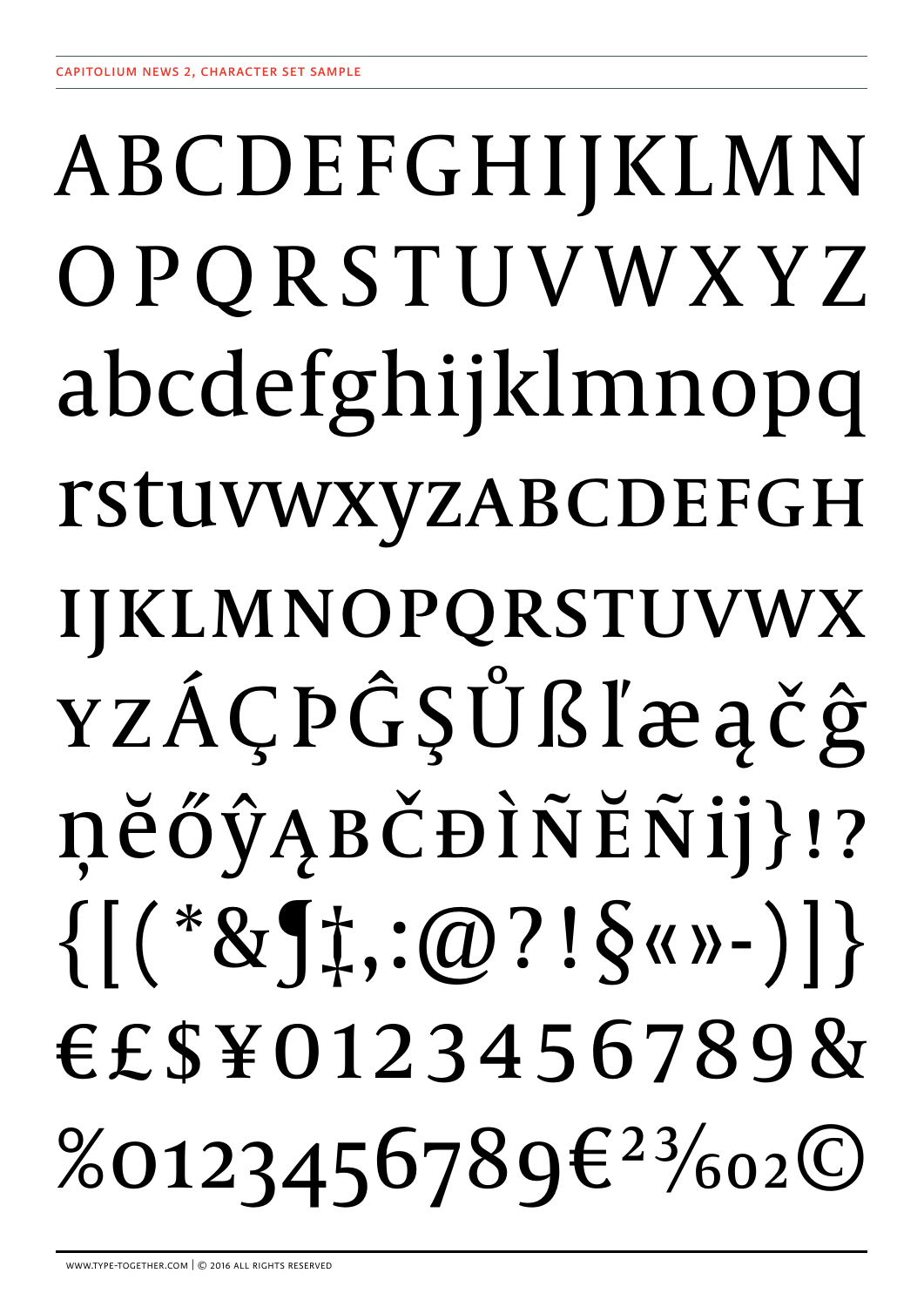CAPITOLIUM NEWS 2, CHARACTER SET SAMPLE

ABCDEFGHIJKLMN
OPQRSTUVWXYZ
abcdefghijklmnopq
rstuvwxyzABCDEFGH
IJKLMNOPQRSTUVWX
YZÁÇÞĜŞŮßľæąčĝ
ņěőŷĄBČĐÌÑĔÑij}!?
{[(*&¶‡,:@?!§«»-)]}
€£$¥0123456789&
%0123456789€²³⁄₆₀₂©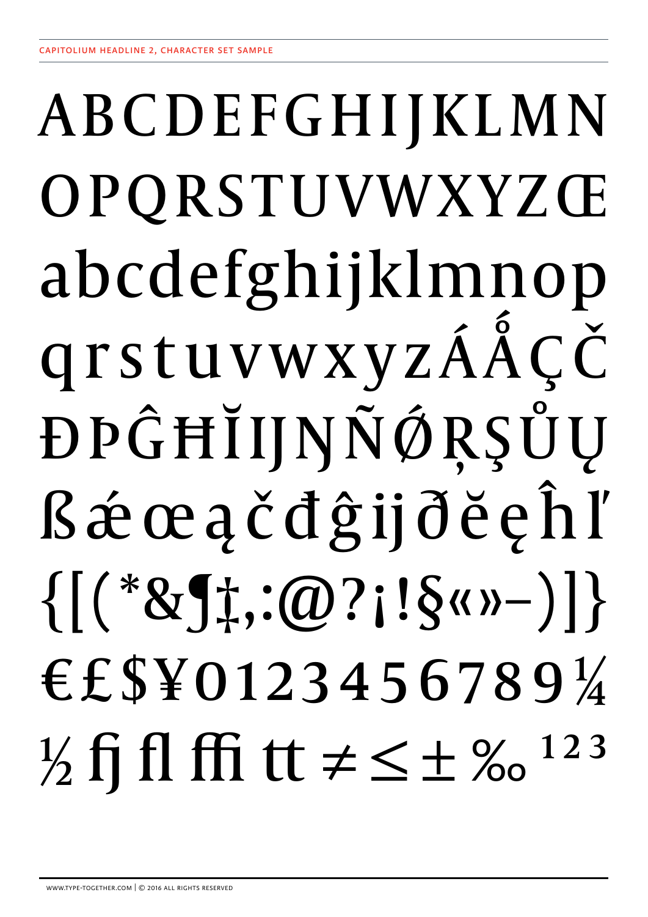CAPITOLIUM HEADLINE 2, CHARACTER SET SAMPLE

ABCDEFGHIJKLMN

OPQRSTUVWXYZŒ

abcdefghijklmnop

qrstuvwxyzÁǺÇČ

ĐÞĜĦĬĲŊÑǾŖŞŮŲ

ßǽœąčđĝĳðĕęĥľ

{[(*&¶‡,:@?¡!§«»–)]}

€£$¥0123456789¼

½ fj fl ffi tt ≠ ≤ ± ‰ ¹²³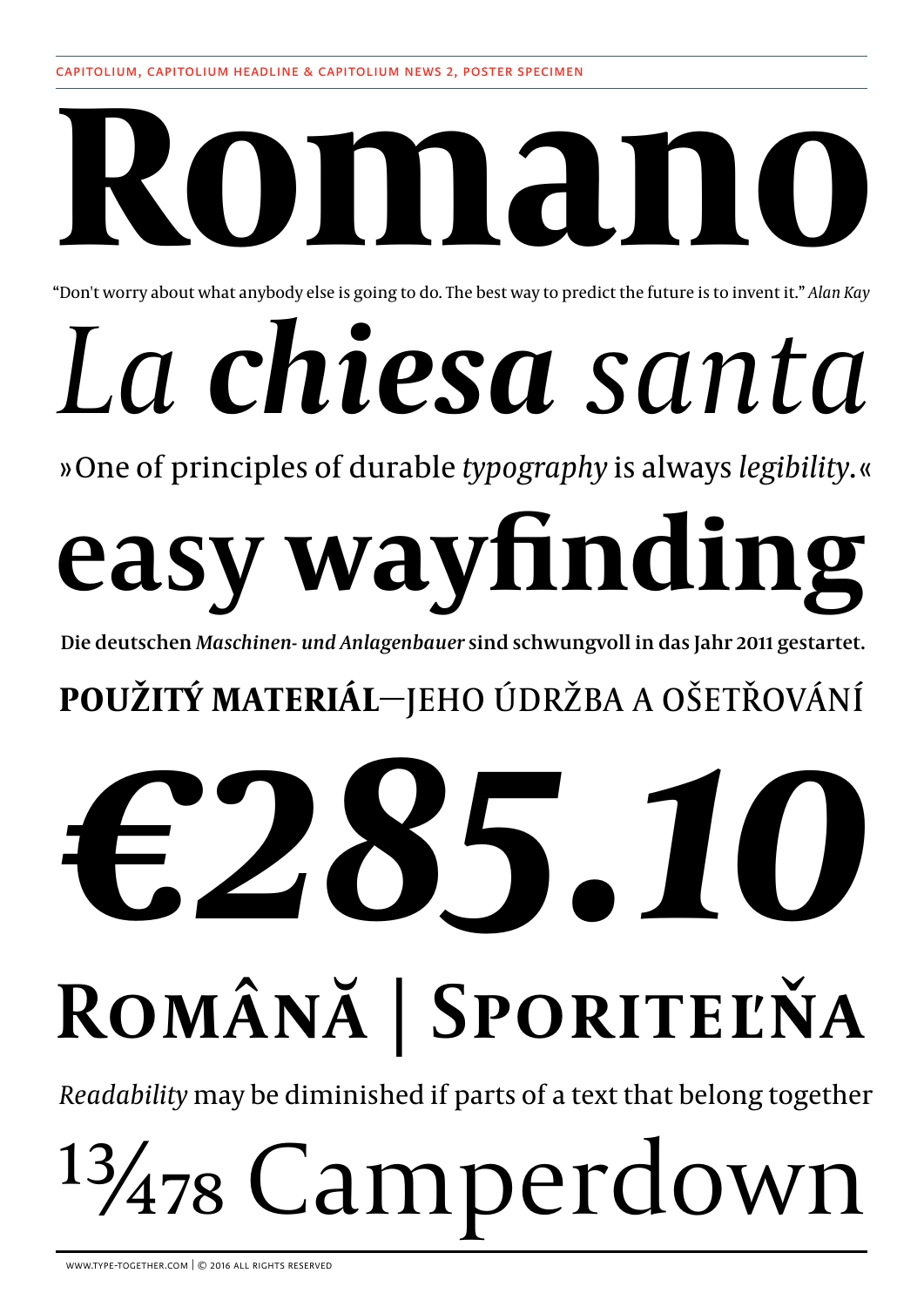CAPITOLIUM, CAPITOLIUM HEADLINE & CAPITOLIUM NEWS 2, POSTER SPECIMEN

# Romano

"Don't worry about what anybody else is going to do. The best way to predict the future is to invent it." *Alan Kay*

# *La* ***chiesa*** *santa*

»One of principles of durable *typography* is always *legibility*.«

# easy **wayfinding**

**Die deutschen *Maschinen- und Anlagenbauer* sind schwungvoll in das Jahr 2011 gestartet.**

**POUŽITÝ MATERIÁL**—JEHO ÚDRŽBA A OŠETŘOVÁNÍ

# ***€285.10***

# ROMÂNĂ | SPORITEĽŇA

*Readability* may be diminished if parts of a text that belong together

# 13⁄478 Camperdown

WWW.TYPE-TOGETHER.COM | © 2016 ALL RIGHTS RESERVED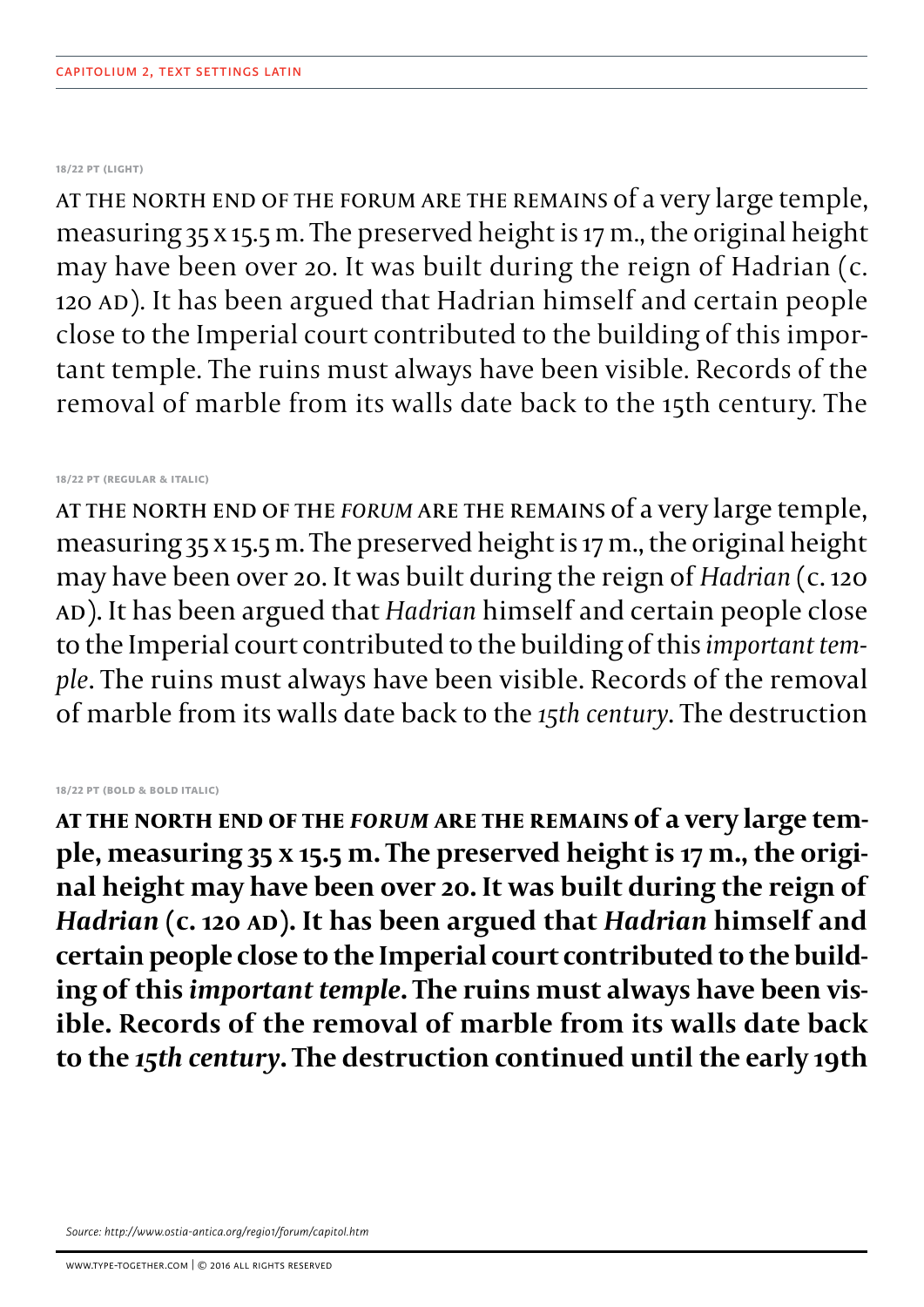CAPITOLIUM 2, TEXT SETTINGS LATIN

###### 18/22 PT (LIGHT)

AT THE NORTH END OF THE FORUM ARE THE REMAINS of a very large temple, measuring 35 x 15.5 m. The preserved height is 17 m., the original height may have been over 20. It was built during the reign of Hadrian (c. 120 AD). It has been argued that Hadrian himself and certain people close to the Imperial court contributed to the building of this important temple. The ruins must always have been visible. Records of the removal of marble from its walls date back to the 15th century. The

###### 18/22 PT (REGULAR & ITALIC)

AT THE NORTH END OF THE *FORUM* ARE THE REMAINS of a very large temple, measuring 35 x 15.5 m. The preserved height is 17 m., the original height may have been over 20. It was built during the reign of *Hadrian* (c. 120 AD). It has been argued that *Hadrian* himself and certain people close to the Imperial court contributed to the building of this *important temple*. The ruins must always have been visible. Records of the removal of marble from its walls date back to the *15th century*. The destruction

###### 18/22 PT (BOLD & BOLD ITALIC)

**AT THE NORTH END OF THE *FORUM* ARE THE REMAINS of a very large temple, measuring 35 x 15.5 m. The preserved height is 17 m., the original height may have been over 20. It was built during the reign of *Hadrian* (c. 120 AD). It has been argued that *Hadrian* himself and certain people close to the Imperial court contributed to the building of this *important temple*. The ruins must always have been visible. Records of the removal of marble from its walls date back to the *15th century*. The destruction continued until the early 19th**

*Source: http://www.ostia-antica.org/regio1/forum/capitol.htm*

WWW.TYPE-TOGETHER.COM | © 2016 ALL RIGHTS RESERVED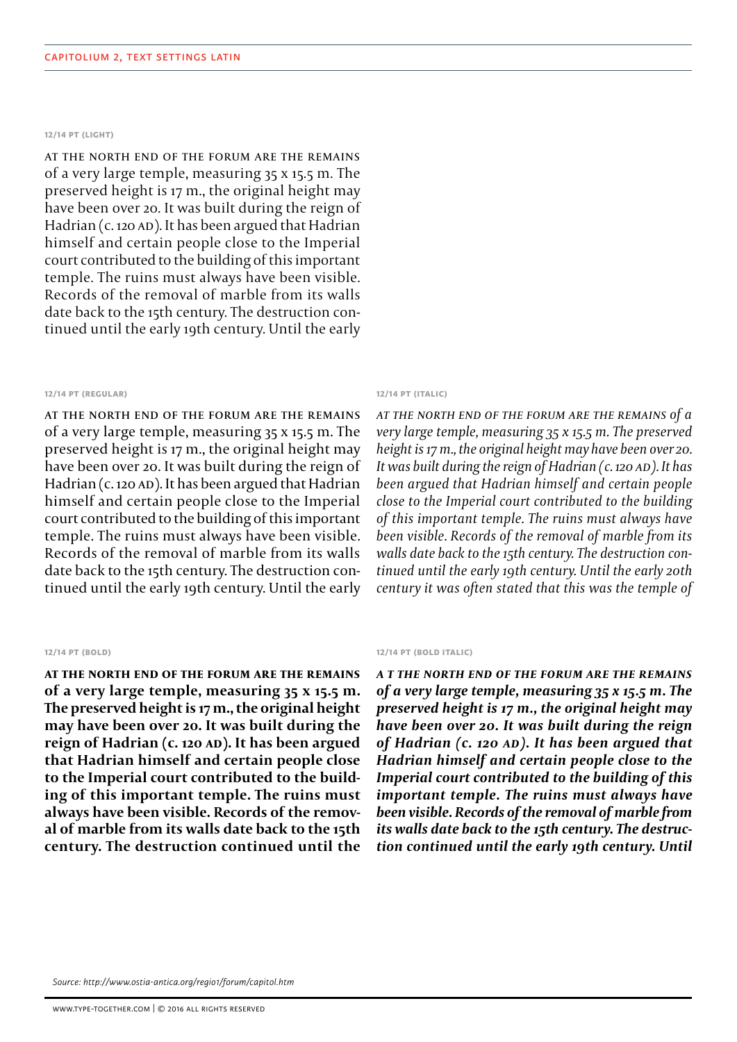CAPITOLIUM 2, TEXT SETTINGS LATIN

#### 12/14 PT (LIGHT)

AT THE NORTH END OF THE FORUM ARE THE REMAINS of a very large temple, measuring 35 x 15.5 m. The preserved height is 17 m., the original height may have been over 20. It was built during the reign of Hadrian (c. 120 AD). It has been argued that Hadrian himself and certain people close to the Imperial court contributed to the building of this important temple. The ruins must always have been visible. Records of the removal of marble from its walls date back to the 15th century. The destruction continued until the early 19th century. Until the early

#### 12/14 PT (REGULAR)

AT THE NORTH END OF THE FORUM ARE THE REMAINS of a very large temple, measuring 35 x 15.5 m. The preserved height is 17 m., the original height may have been over 20. It was built during the reign of Hadrian (c. 120 AD). It has been argued that Hadrian himself and certain people close to the Imperial court contributed to the building of this important temple. The ruins must always have been visible. Records of the removal of marble from its walls date back to the 15th century. The destruction continued until the early 19th century. Until the early

#### 12/14 PT (ITALIC)

*AT THE NORTH END OF THE FORUM ARE THE REMAINS of a very large temple, measuring 35 x 15.5 m. The preserved height is 17 m., the original height may have been over 20. It was built during the reign of Hadrian (c. 120 AD). It has been argued that Hadrian himself and certain people close to the Imperial court contributed to the building of this important temple. The ruins must always have been visible. Records of the removal of marble from its walls date back to the 15th century. The destruction continued until the early 19th century. Until the early 20th century it was often stated that this was the temple of*

#### 12/14 PT (BOLD)

**AT THE NORTH END OF THE FORUM ARE THE REMAINS of a very large temple, measuring 35 x 15.5 m. The preserved height is 17 m., the original height may have been over 20. It was built during the reign of Hadrian (c. 120 AD). It has been argued that Hadrian himself and certain people close to the Imperial court contributed to the building of this important temple. The ruins must always have been visible. Records of the removal of marble from its walls date back to the 15th century. The destruction continued until the**

#### 12/14 PT (BOLD ITALIC)

***A T THE NORTH END OF THE FORUM ARE THE REMAINS of a very large temple, measuring 35 x 15.5 m. The preserved height is 17 m., the original height may have been over 20. It was built during the reign of Hadrian (c. 120 AD). It has been argued that Hadrian himself and certain people close to the Imperial court contributed to the building of this important temple. The ruins must always have been visible. Records of the removal of marble from its walls date back to the 15th century. The destruction continued until the early 19th century. Until***

*Source: http://www.ostia-antica.org/regio1/forum/capitol.htm*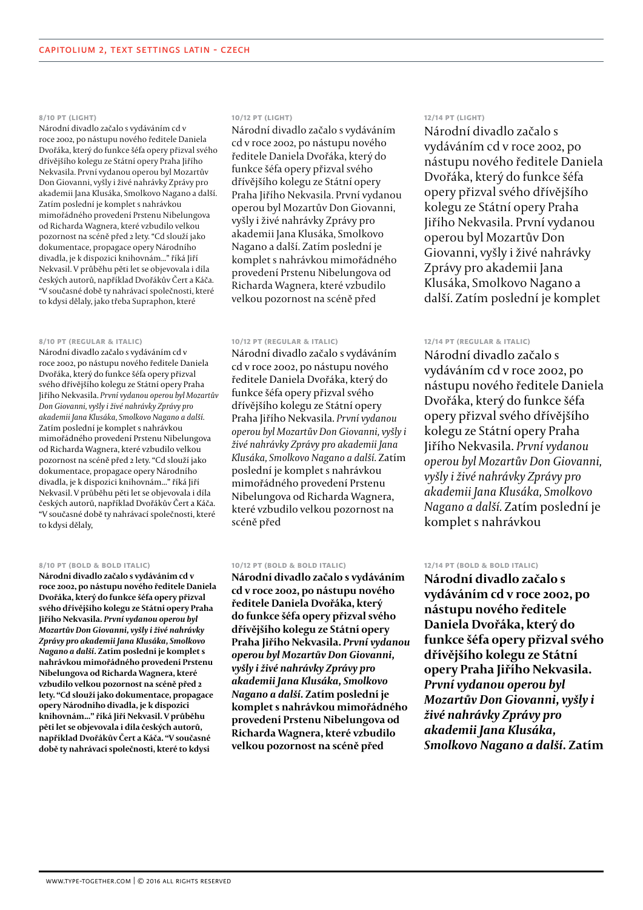# CAPITOLIUM 2, TEXT SETTINGS LATIN - CZECH

#### 8/10 PT (LIGHT)

Národní divadlo začalo s vydáváním cd v roce 2002, po nástupu nového ředitele Daniela Dvořáka, který do funkce šéfa opery přizval svého dřívějšího kolegu ze Státní opery Praha Jiřího Nekvasila. První vydanou operou byl Mozartův Don Giovanni, vyšly i živé nahrávky Zprávy pro akademii Jana Klusáka, Smolkovo Nagano a další. Zatím poslední je komplet s nahrávkou mimořádného provedení Prstenu Nibelungova od Richarda Wagnera, které vzbudilo velkou pozornost na scéně před 2 lety. "Cd slouží jako dokumentace, propagace opery Národního divadla, je k dispozici knihovnám..." říká Jiří Nekvasil. V průběhu pěti let se objevovala i díla českých autorů, například Dvořákův Čert a Káča. "V současné době ty nahrávací společnosti, které to kdysi dělaly, jako třeba Supraphon, které

#### 10/12 PT (LIGHT)

Národní divadlo začalo s vydáváním cd v roce 2002, po nástupu nového ředitele Daniela Dvořáka, který do funkce šéfa opery přizval svého dřívějšího kolegu ze Státní opery Praha Jiřího Nekvasila. První vydanou operou byl Mozartův Don Giovanni, vyšly i živé nahrávky Zprávy pro akademii Jana Klusáka, Smolkovo Nagano a další. Zatím poslední je komplet s nahrávkou mimořádného provedení Prstenu Nibelungova od Richarda Wagnera, které vzbudilo velkou pozornost na scéně před

#### 12/14 PT (LIGHT)

Národní divadlo začalo s vydáváním cd v roce 2002, po nástupu nového ředitele Daniela Dvořáka, který do funkce šéfa opery přizval svého dřívějšího kolegu ze Státní opery Praha Jiřího Nekvasila. První vydanou operou byl Mozartův Don Giovanni, vyšly i živé nahrávky Zprávy pro akademii Jana Klusáka, Smolkovo Nagano a další. Zatím poslední je komplet

#### 8/10 PT (REGULAR & ITALIC)

Národní divadlo začalo s vydáváním cd v roce 2002, po nástupu nového ředitele Daniela Dvořáka, který do funkce šéfa opery přizval svého dřívějšího kolegu ze Státní opery Praha Jiřího Nekvasila. *První vydanou operou byl Mozartův Don Giovanni, vyšly i živé nahrávky Zprávy pro akademii Jana Klusáka, Smolkovo Nagano a další.* Zatím poslední je komplet s nahrávkou mimořádného provedení Prstenu Nibelungova od Richarda Wagnera, které vzbudilo velkou pozornost na scéně před 2 lety. "Cd slouží jako dokumentace, propagace opery Národního divadla, je k dispozici knihovnám..." říká Jiří Nekvasil. V průběhu pěti let se objevovala i díla českých autorů, například Dvořákův Čert a Káča. "V současné době ty nahrávací společnosti, které to kdysi dělaly,

#### 10/12 PT (REGULAR & ITALIC)

Národní divadlo začalo s vydáváním cd v roce 2002, po nástupu nového ředitele Daniela Dvořáka, který do funkce šéfa opery přizval svého dřívějšího kolegu ze Státní opery Praha Jiřího Nekvasila. *První vydanou operou byl Mozartův Don Giovanni, vyšly i živé nahrávky Zprávy pro akademii Jana Klusáka, Smolkovo Nagano a další.* Zatím poslední je komplet s nahrávkou mimořádného provedení Prstenu Nibelungova od Richarda Wagnera, které vzbudilo velkou pozornost na scéně před

#### 12/14 PT (REGULAR & ITALIC)

Národní divadlo začalo s vydáváním cd v roce 2002, po nástupu nového ředitele Daniela Dvořáka, který do funkce šéfa opery přizval svého dřívějšího kolegu ze Státní opery Praha Jiřího Nekvasila. *První vydanou operou byl Mozartův Don Giovanni, vyšly i živé nahrávky Zprávy pro akademii Jana Klusáka, Smolkovo Nagano a další.* Zatím poslední je komplet s nahrávkou

#### 8/10 PT (BOLD & BOLD ITALIC)

**Národní divadlo začalo s vydáváním cd v roce 2002, po nástupu nového ředitele Daniela Dvořáka, který do funkce šéfa opery přizval svého dřívějšího kolegu ze Státní opery Praha Jiřího Nekvasila.** ***První vydanou operou byl Mozartův Don Giovanni, vyšly i živé nahrávky Zprávy pro akademii Jana Klusáka, Smolkovo Nagano a další.*** **Zatím poslední je komplet s nahrávkou mimořádného provedení Prstenu Nibelungova od Richarda Wagnera, které vzbudilo velkou pozornost na scéně před 2 lety. "Cd slouží jako dokumentace, propagace opery Národního divadla, je k dispozici knihovnám..." říká Jiří Nekvasil. V průběhu pěti let se objevovala i díla českých autorů, například Dvořákův Čert a Káča. "V současné době ty nahrávací společnosti, které to kdysi**

#### 10/12 PT (BOLD & BOLD ITALIC)

**Národní divadlo začalo s vydáváním cd v roce 2002, po nástupu nového ředitele Daniela Dvořáka, který do funkce šéfa opery přizval svého dřívějšího kolegu ze Státní opery Praha Jiřího Nekvasila.** ***První vydanou operou byl Mozartův Don Giovanni, vyšly i živé nahrávky Zprávy pro akademii Jana Klusáka, Smolkovo Nagano a další.*** **Zatím poslední je komplet s nahrávkou mimořádného provedení Prstenu Nibelungova od Richarda Wagnera, které vzbudilo velkou pozornost na scéně před**

#### 12/14 PT (BOLD & BOLD ITALIC)

**Národní divadlo začalo s vydáváním cd v roce 2002, po nástupu nového ředitele Daniela Dvořáka, který do funkce šéfa opery přizval svého dřívějšího kolegu ze Státní opery Praha Jiřího Nekvasila.** ***První vydanou operou byl Mozartův Don Giovanni, vyšly i živé nahrávky Zprávy pro akademii Jana Klusáka, Smolkovo Nagano a další.*** **Zatím**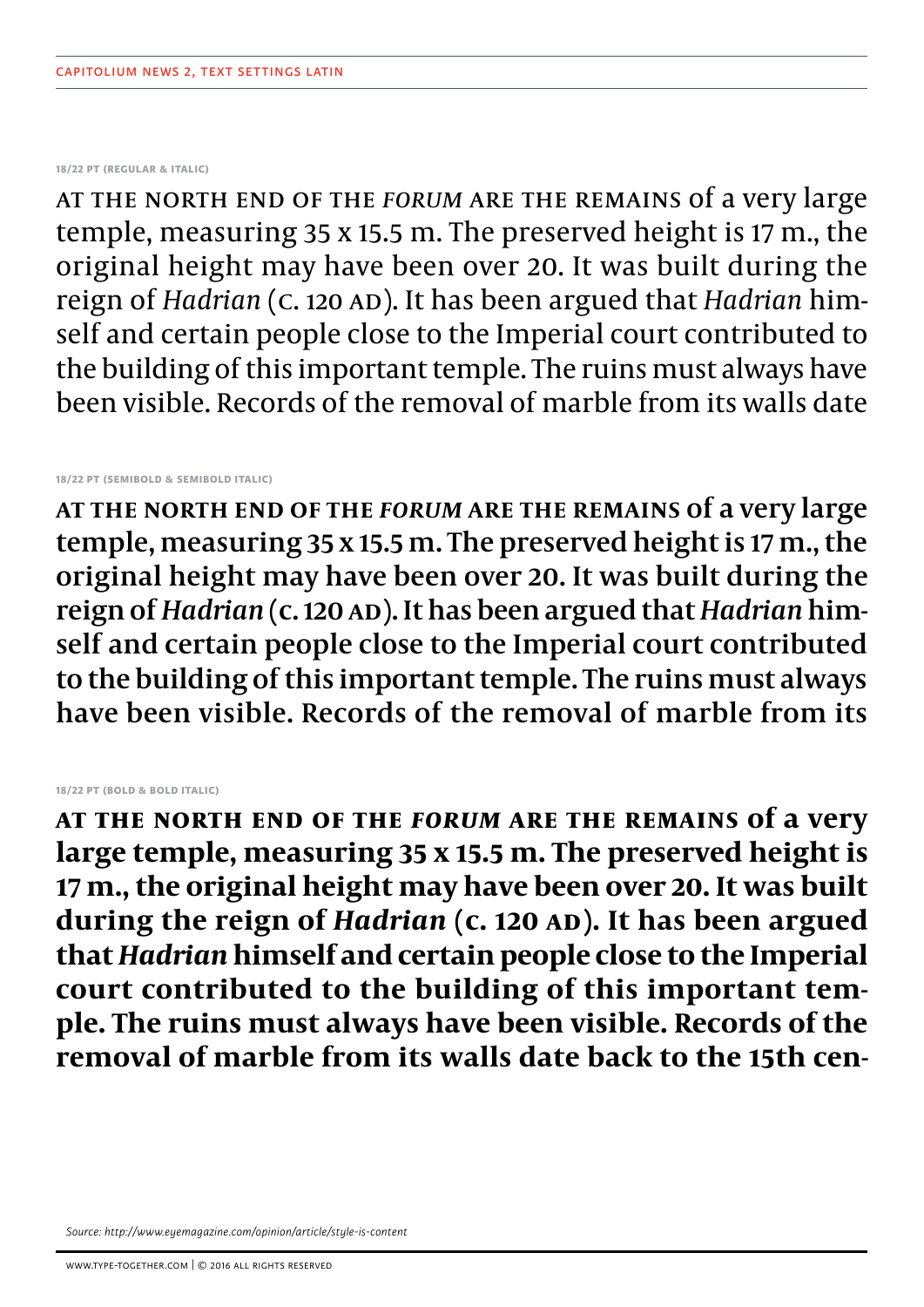CAPITOLIUM NEWS 2, TEXT SETTINGS LATIN

18/22 PT (REGULAR & ITALIC)

AT THE NORTH END OF THE *FORUM* ARE THE REMAINS of a very large temple, measuring 35 x 15.5 m. The preserved height is 17 m., the original height may have been over 20. It was built during the reign of *Hadrian* (C. 120 AD). It has been argued that *Hadrian* himself and certain people close to the Imperial court contributed to the building of this important temple. The ruins must always have been visible. Records of the removal of marble from its walls date

18/22 PT (SEMIBOLD & SEMIBOLD ITALIC)

**AT THE NORTH END OF THE *FORUM* ARE THE REMAINS of a very large temple, measuring 35 x 15.5 m. The preserved height is 17 m., the original height may have been over 20. It was built during the reign of *Hadrian* (C. 120 AD). It has been argued that *Hadrian* himself and certain people close to the Imperial court contributed to the building of this important temple. The ruins must always have been visible. Records of the removal of marble from its**

18/22 PT (BOLD & BOLD ITALIC)

**AT THE NORTH END OF THE *FORUM* ARE THE REMAINS of a very large temple, measuring 35 x 15.5 m. The preserved height is 17 m., the original height may have been over 20. It was built during the reign of *Hadrian* (C. 120 AD). It has been argued that *Hadrian* himself and certain people close to the Imperial court contributed to the building of this important temple. The ruins must always have been visible. Records of the removal of marble from its walls date back to the 15th cen-**

*Source: http://www.eyemagazine.com/opinion/article/style-is-content*

WWW.TYPE-TOGETHER.COM | © 2016 ALL RIGHTS RESERVED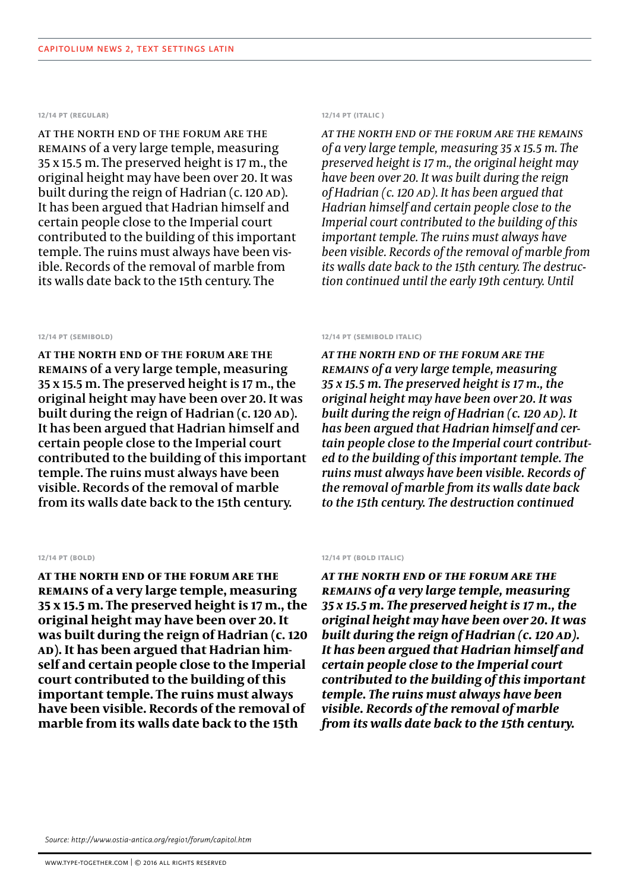CAPITOLIUM NEWS 2, TEXT SETTINGS LATIN

#### 12/14 PT (REGULAR)

AT THE NORTH END OF THE FORUM ARE THE REMAINS of a very large temple, measuring 35 x 15.5 m. The preserved height is 17 m., the original height may have been over 20. It was built during the reign of Hadrian (c. 120 AD). It has been argued that Hadrian himself and certain people close to the Imperial court contributed to the building of this important temple. The ruins must always have been visible. Records of the removal of marble from its walls date back to the 15th century. The

#### 12/14 PT (ITALIC )

*AT THE NORTH END OF THE FORUM ARE THE REMAINS of a very large temple, measuring 35 x 15.5 m. The preserved height is 17 m., the original height may have been over 20. It was built during the reign of Hadrian (c. 120 AD). It has been argued that Hadrian himself and certain people close to the Imperial court contributed to the building of this important temple. The ruins must always have been visible. Records of the removal of marble from its walls date back to the 15th century. The destruction continued until the early 19th century. Until*

#### 12/14 PT (SEMIBOLD)

**AT THE NORTH END OF THE FORUM ARE THE REMAINS of a very large temple, measuring 35 x 15.5 m. The preserved height is 17 m., the original height may have been over 20. It was built during the reign of Hadrian (c. 120 AD). It has been argued that Hadrian himself and certain people close to the Imperial court contributed to the building of this important temple. The ruins must always have been visible. Records of the removal of marble from its walls date back to the 15th century.**

#### 12/14 PT (SEMIBOLD ITALIC)

***AT THE NORTH END OF THE FORUM ARE THE REMAINS of a very large temple, measuring 35 x 15.5 m. The preserved height is 17 m., the original height may have been over 20. It was built during the reign of Hadrian (c. 120 AD). It has been argued that Hadrian himself and certain people close to the Imperial court contributed to the building of this important temple. The ruins must always have been visible. Records of the removal of marble from its walls date back to the 15th century. The destruction continued***

#### 12/14 PT (BOLD)

**AT THE NORTH END OF THE FORUM ARE THE REMAINS of a very large temple, measuring 35 x 15.5 m. The preserved height is 17 m., the original height may have been over 20. It was built during the reign of Hadrian (c. 120 AD). It has been argued that Hadrian himself and certain people close to the Imperial court contributed to the building of this important temple. The ruins must always have been visible. Records of the removal of marble from its walls date back to the 15th**

#### 12/14 PT (BOLD ITALIC)

***AT THE NORTH END OF THE FORUM ARE THE REMAINS of a very large temple, measuring 35 x 15.5 m. The preserved height is 17 m., the original height may have been over 20. It was built during the reign of Hadrian (c. 120 AD). It has been argued that Hadrian himself and certain people close to the Imperial court contributed to the building of this important temple. The ruins must always have been visible. Records of the removal of marble from its walls date back to the 15th century.***

*Source: http://www.ostia-antica.org/regio1/forum/capitol.htm*

WWW.TYPE-TOGETHER.COM | © 2016 ALL RIGHTS RESERVED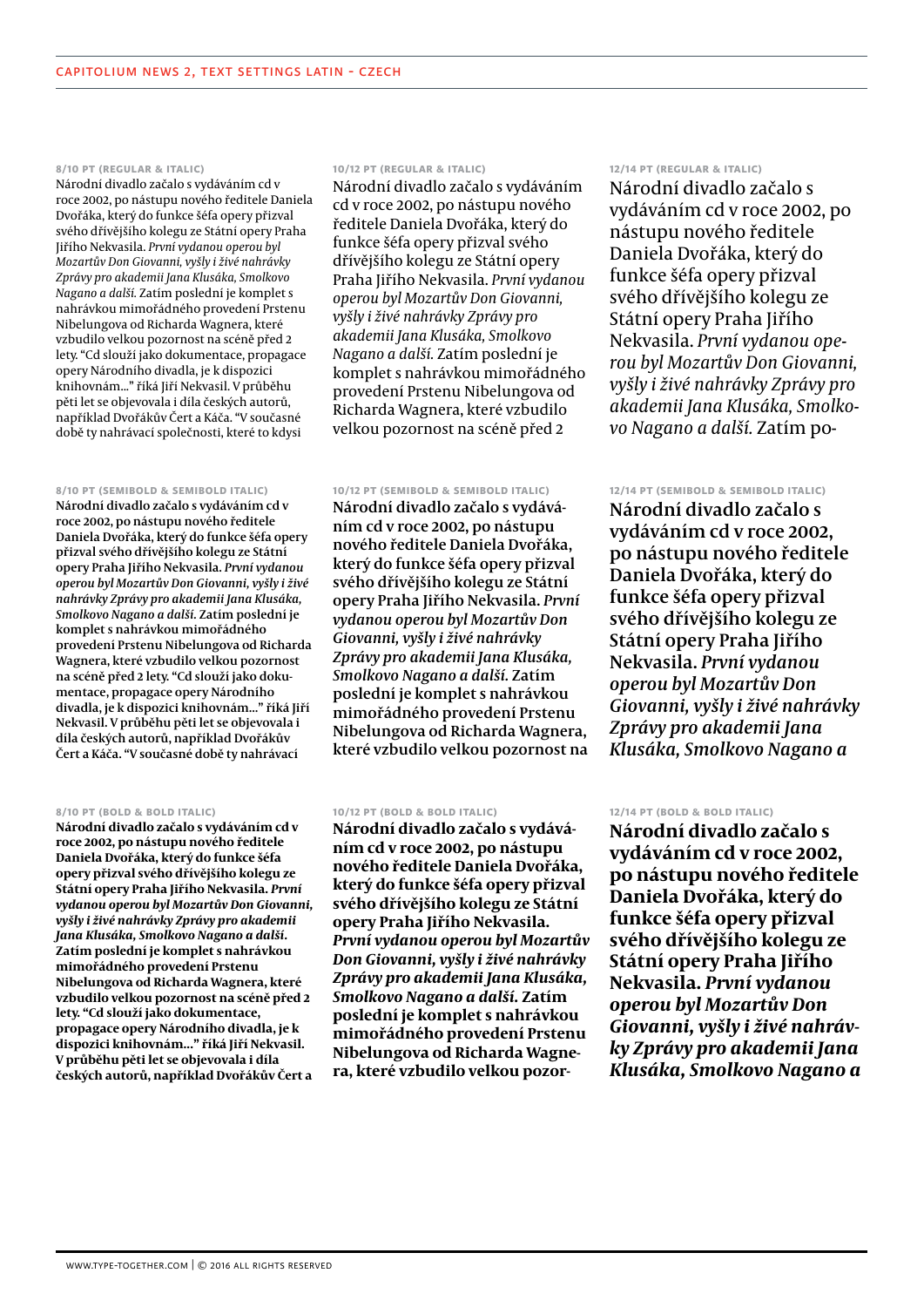## Capitolium News 2, text settings Latin - Czech

#### 8/10 PT (REGULAR & ITALIC)

Národní divadlo začalo s vydáváním cd v roce 2002, po nástupu nového ředitele Daniela Dvořáka, který do funkce šéfa opery přizval svého dřívějšího kolegu ze Státní opery Praha Jiřího Nekvasila. *První vydanou operou byl Mozartův Don Giovanni, vyšly i živé nahrávky Zprávy pro akademii Jana Klusáka, Smolkovo Nagano a další.* Zatím poslední je komplet s nahrávkou mimořádného provedení Prstenu Nibelungova od Richarda Wagnera, které vzbudilo velkou pozornost na scéně před 2 lety. "Cd slouží jako dokumentace, propagace opery Národního divadla, je k dispozici knihovnám..." říká Jiří Nekvasil. V průběhu pěti let se objevovala i díla českých autorů, například Dvořákův Čert a Káča. "V současné době ty nahrávací společnosti, které to kdysi

#### 10/12 PT (REGULAR & ITALIC)

Národní divadlo začalo s vydáváním cd v roce 2002, po nástupu nového ředitele Daniela Dvořáka, který do funkce šéfa opery přizval svého dřívějšího kolegu ze Státní opery Praha Jiřího Nekvasila. *První vydanou operou byl Mozartův Don Giovanni, vyšly i živé nahrávky Zprávy pro akademii Jana Klusáka, Smolkovo Nagano a další.* Zatím poslední je komplet s nahrávkou mimořádného provedení Prstenu Nibelungova od Richarda Wagnera, které vzbudilo velkou pozornost na scéně před 2

#### 12/14 PT (REGULAR & ITALIC)

Národní divadlo začalo s vydáváním cd v roce 2002, po nástupu nového ředitele Daniela Dvořáka, který do funkce šéfa opery přizval svého dřívějšího kolegu ze Státní opery Praha Jiřího Nekvasila. *První vydanou operou byl Mozartův Don Giovanni, vyšly i živé nahrávky Zprávy pro akademii Jana Klusáka, Smolkovo Nagano a další.* Zatím po-

#### 8/10 PT (SEMIBOLD & SEMIBOLD ITALIC)

**Národní divadlo začalo s vydáváním cd v roce 2002, po nástupu nového ředitele Daniela Dvořáka, který do funkce šéfa opery přizval svého dřívějšího kolegu ze Státní opery Praha Jiřího Nekvasila. *První vydanou operou byl Mozartův Don Giovanni, vyšly i živé nahrávky Zprávy pro akademii Jana Klusáka, Smolkovo Nagano a další.* Zatím poslední je komplet s nahrávkou mimořádného provedení Prstenu Nibelungova od Richarda Wagnera, které vzbudilo velkou pozornost na scéně před 2 lety. "Cd slouží jako dokumentace, propagace opery Národního divadla, je k dispozici knihovnám..." říká Jiří Nekvasil. V průběhu pěti let se objevovala i díla českých autorů, například Dvořákův Čert a Káča. "V současné době ty nahrávací**

#### 10/12 PT (SEMIBOLD & SEMIBOLD ITALIC)

**Národní divadlo začalo s vydáváním cd v roce 2002, po nástupu nového ředitele Daniela Dvořáka, který do funkce šéfa opery přizval svého dřívějšího kolegu ze Státní opery Praha Jiřího Nekvasila. *První vydanou operou byl Mozartův Don Giovanni, vyšly i živé nahrávky Zprávy pro akademii Jana Klusáka, Smolkovo Nagano a další.* Zatím poslední je komplet s nahrávkou mimořádného provedení Prstenu Nibelungova od Richarda Wagnera, které vzbudilo velkou pozornost na**

#### 12/14 PT (SEMIBOLD & SEMIBOLD ITALIC)

**Národní divadlo začalo s vydáváním cd v roce 2002, po nástupu nového ředitele Daniela Dvořáka, který do funkce šéfa opery přizval svého dřívějšího kolegu ze Státní opery Praha Jiřího Nekvasila. *První vydanou operou byl Mozartův Don Giovanni, vyšly i živé nahrávky Zprávy pro akademii Jana Klusáka, Smolkovo Nagano a***

#### 8/10 PT (BOLD & BOLD ITALIC)

**Národní divadlo začalo s vydáváním cd v roce 2002, po nástupu nového ředitele Daniela Dvořáka, který do funkce šéfa opery přizval svého dřívějšího kolegu ze Státní opery Praha Jiřího Nekvasila. *První vydanou operou byl Mozartův Don Giovanni, vyšly i živé nahrávky Zprávy pro akademii Jana Klusáka, Smolkovo Nagano a další.* Zatím poslední je komplet s nahrávkou mimořádného provedení Prstenu Nibelungova od Richarda Wagnera, které vzbudilo velkou pozornost na scéně před 2 lety. "Cd slouží jako dokumentace, propagace opery Národního divadla, je k dispozici knihovnám..." říká Jiří Nekvasil. V průběhu pěti let se objevovala i díla českých autorů, například Dvořákův Čert a**

#### 10/12 PT (BOLD & BOLD ITALIC)

**Národní divadlo začalo s vydáváním cd v roce 2002, po nástupu nového ředitele Daniela Dvořáka, který do funkce šéfa opery přizval svého dřívějšího kolegu ze Státní opery Praha Jiřího Nekvasila. *První vydanou operou byl Mozartův Don Giovanni, vyšly i živé nahrávky Zprávy pro akademii Jana Klusáka, Smolkovo Nagano a další.* Zatím poslední je komplet s nahrávkou mimořádného provedení Prstenu Nibelungova od Richarda Wagnera, které vzbudilo velkou pozor-**

#### 12/14 PT (BOLD & BOLD ITALIC)

**Národní divadlo začalo s vydáváním cd v roce 2002, po nástupu nového ředitele Daniela Dvořáka, který do funkce šéfa opery přizval svého dřívějšího kolegu ze Státní opery Praha Jiřího Nekvasila. *První vydanou operou byl Mozartův Don Giovanni, vyšly i živé nahrávky Zprávy pro akademii Jana Klusáka, Smolkovo Nagano a***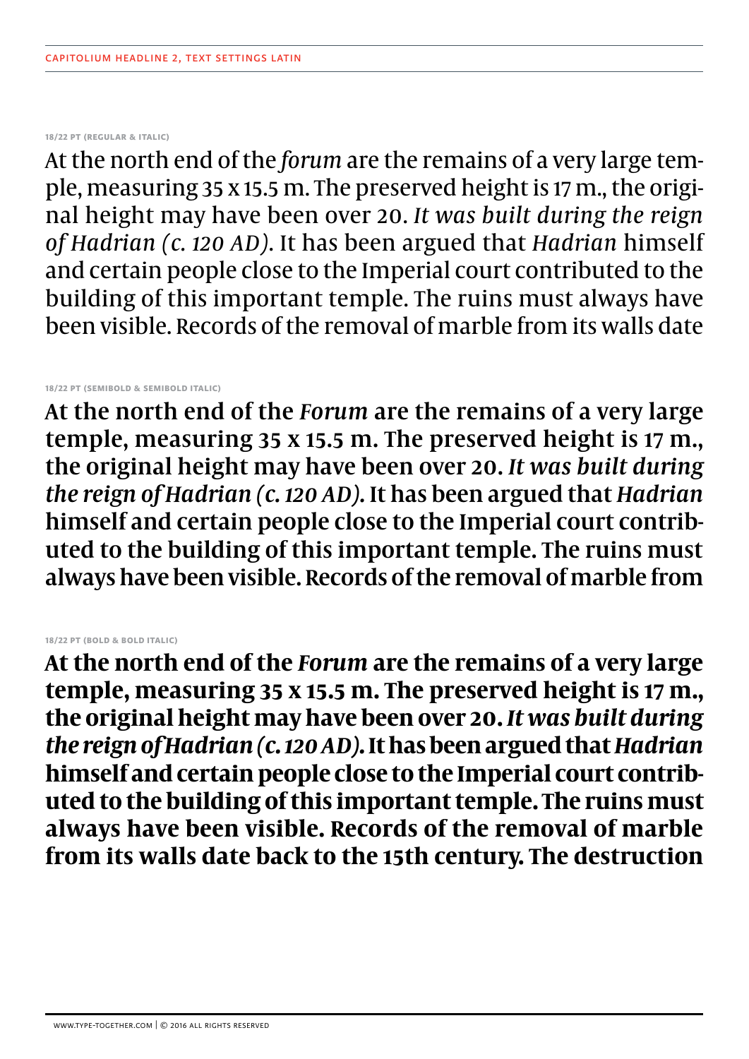18/22 PT (REGULAR & ITALIC)

At the north end of the *forum* are the remains of a very large temple, measuring 35 x 15.5 m. The preserved height is 17 m., the original height may have been over 20. *It was built during the reign of Hadrian (c. 120 AD).* It has been argued that *Hadrian* himself and certain people close to the Imperial court contributed to the building of this important temple. The ruins must always have been visible. Records of the removal of marble from its walls date

18/22 PT (SEMIBOLD & SEMIBOLD ITALIC)

**At the north end of the *Forum* are the remains of a very large temple, measuring 35 x 15.5 m. The preserved height is 17 m., the original height may have been over 20. *It was built during the reign of Hadrian (c. 120 AD).* It has been argued that *Hadrian* himself and certain people close to the Imperial court contributed to the building of this important temple. The ruins must always have been visible. Records of the removal of marble from**

18/22 PT (BOLD & BOLD ITALIC)

**At the north end of the *Forum* are the remains of a very large temple, measuring 35 x 15.5 m. The preserved height is 17 m., the original height may have been over 20. *It was built during the reign of Hadrian (c. 120 AD).* It has been argued that *Hadrian* himself and certain people close to the Imperial court contributed to the building of this important temple. The ruins must always have been visible. Records of the removal of marble from its walls date back to the 15th century. The destruction**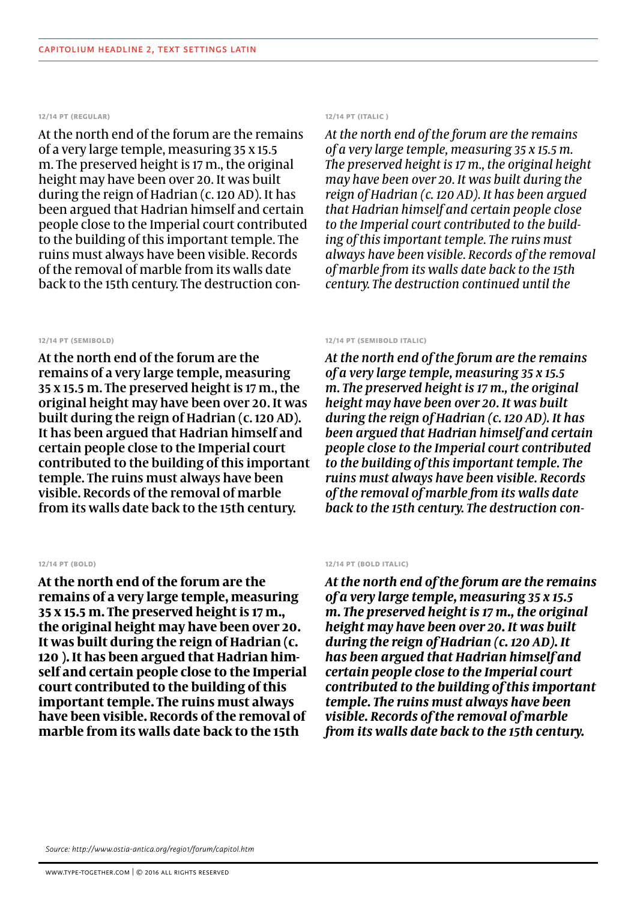CAPITOLIUM HEADLINE 2, TEXT SETTINGS LATIN

12/14 PT (REGULAR)

At the north end of the forum are the remains of a very large temple, measuring 35 x 15.5 m. The preserved height is 17 m., the original height may have been over 20. It was built during the reign of Hadrian (c. 120 AD). It has been argued that Hadrian himself and certain people close to the Imperial court contributed to the building of this important temple. The ruins must always have been visible. Records of the removal of marble from its walls date back to the 15th century. The destruction con-

12/14 PT (ITALIC )

*At the north end of the forum are the remains of a very large temple, measuring 35 x 15.5 m. The preserved height is 17 m., the original height may have been over 20. It was built during the reign of Hadrian (c. 120 AD). It has been argued that Hadrian himself and certain people close to the Imperial court contributed to the building of this important temple. The ruins must always have been visible. Records of the removal of marble from its walls date back to the 15th century. The destruction continued until the*

12/14 PT (SEMIBOLD)

**At the north end of the forum are the remains of a very large temple, measuring 35 x 15.5 m. The preserved height is 17 m., the original height may have been over 20. It was built during the reign of Hadrian (c. 120 AD). It has been argued that Hadrian himself and certain people close to the Imperial court contributed to the building of this important temple. The ruins must always have been visible. Records of the removal of marble from its walls date back to the 15th century.**

12/14 PT (SEMIBOLD ITALIC)

***At the north end of the forum are the remains of a very large temple, measuring 35 x 15.5 m. The preserved height is 17 m., the original height may have been over 20. It was built during the reign of Hadrian (c. 120 AD). It has been argued that Hadrian himself and certain people close to the Imperial court contributed to the building of this important temple. The ruins must always have been visible. Records of the removal of marble from its walls date back to the 15th century. The destruction con-***

12/14 PT (BOLD)

**At the north end of the forum are the remains of a very large temple, measuring 35 x 15.5 m. The preserved height is 17 m., the original height may have been over 20. It was built during the reign of Hadrian (c. 120 ). It has been argued that Hadrian himself and certain people close to the Imperial court contributed to the building of this important temple. The ruins must always have been visible. Records of the removal of marble from its walls date back to the 15th**

12/14 PT (BOLD ITALIC)

***At the north end of the forum are the remains of a very large temple, measuring 35 x 15.5 m. The preserved height is 17 m., the original height may have been over 20. It was built during the reign of Hadrian (c. 120 AD). It has been argued that Hadrian himself and certain people close to the Imperial court contributed to the building of this important temple. The ruins must always have been visible. Records of the removal of marble from its walls date back to the 15th century.***

*Source: http://www.ostia-antica.org/regio1/forum/capitol.htm*

WWW.TYPE-TOGETHER.COM | © 2016 ALL RIGHTS RESERVED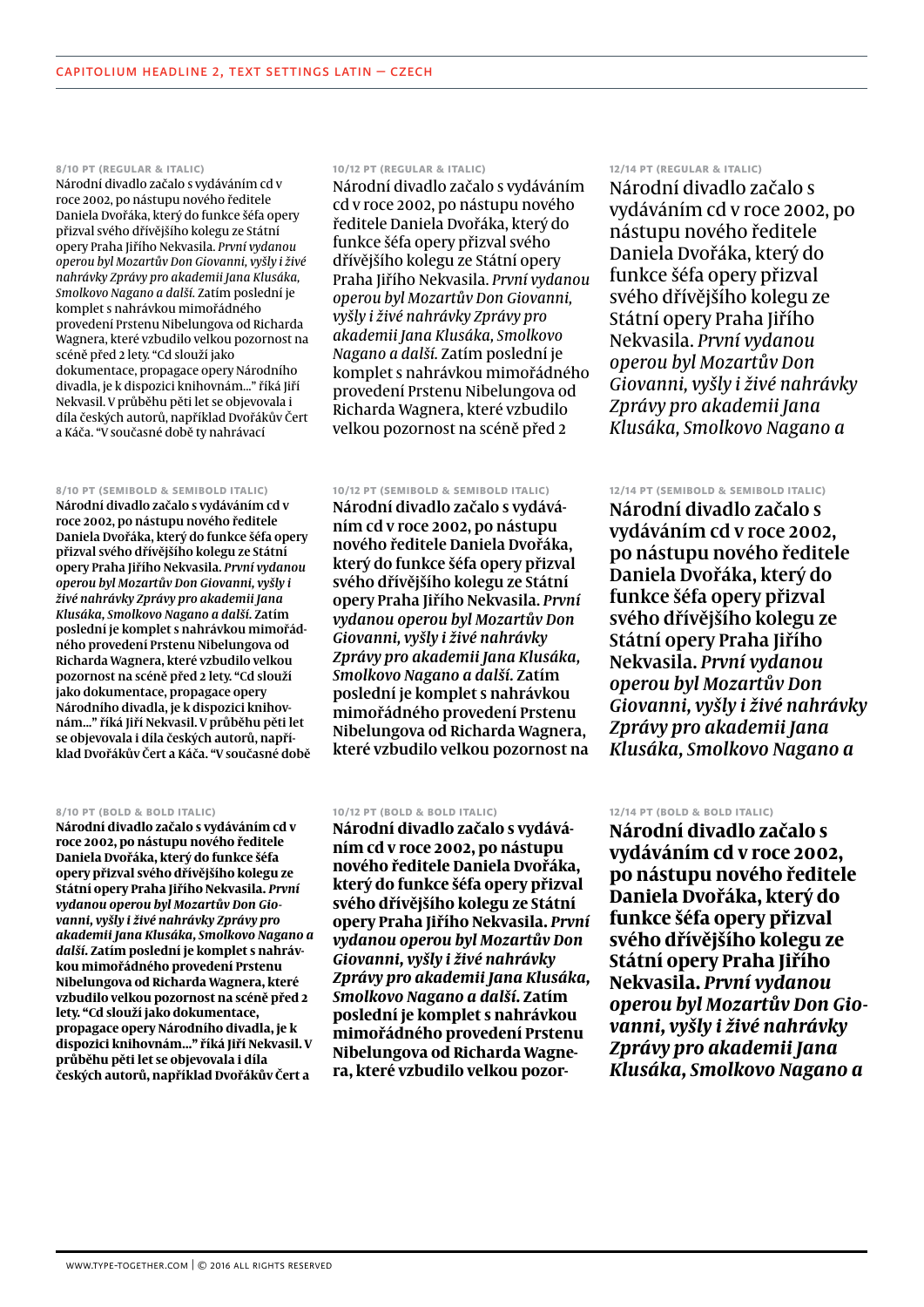CAPITOLIUM HEADLINE 2, TEXT SETTINGS LATIN — CZECH

### 8/10 PT (REGULAR & ITALIC)

Národní divadlo začalo s vydáváním cd v roce 2002, po nástupu nového ředitele Daniela Dvořáka, který do funkce šéfa opery přizval svého dřívějšího kolegu ze Státní opery Praha Jiřího Nekvasila. *První vydanou operou byl Mozartův Don Giovanni, vyšly i živé nahrávky Zprávy pro akademii Jana Klusáka, Smolkovo Nagano a další.* Zatím poslední je komplet s nahrávkou mimořádného provedení Prstenu Nibelungova od Richarda Wagnera, které vzbudilo velkou pozornost na scéně před 2 lety. "Cd slouží jako dokumentace, propagace opery Národního divadla, je k dispozici knihovnám..." říká Jiří Nekvasil. V průběhu pěti let se objevovala i díla českých autorů, například Dvořákův Čert a Káča. "V současné době ty nahrávací

### 8/10 PT (SEMIBOLD & SEMIBOLD ITALIC)

**Národní divadlo začalo s vydáváním cd v roce 2002, po nástupu nového ředitele Daniela Dvořáka, který do funkce šéfa opery přizval svého dřívějšího kolegu ze Státní opery Praha Jiřího Nekvasila. *První vydanou operou byl Mozartův Don Giovanni, vyšly i živé nahrávky Zprávy pro akademii Jana Klusáka, Smolkovo Nagano a další.* Zatím poslední je komplet s nahrávkou mimořádného provedení Prstenu Nibelungova od Richarda Wagnera, které vzbudilo velkou pozornost na scéně před 2 lety. "Cd slouží jako dokumentace, propagace opery Národního divadla, je k dispozici knihovnám..." říká Jiří Nekvasil. V průběhu pěti let se objevovala i díla českých autorů, například Dvořákův Čert a Káča. "V současné době**

### 8/10 PT (BOLD & BOLD ITALIC)

**Národní divadlo začalo s vydáváním cd v roce 2002, po nástupu nového ředitele Daniela Dvořáka, který do funkce šéfa opery přizval svého dřívějšího kolegu ze Státní opery Praha Jiřího Nekvasila. *První vydanou operou byl Mozartův Don Giovanni, vyšly i živé nahrávky Zprávy pro akademii Jana Klusáka, Smolkovo Nagano a další.* Zatím poslední je komplet s nahrávkou mimořádného provedení Prstenu Nibelungova od Richarda Wagnera, které vzbudilo velkou pozornost na scéně před 2 lety. "Cd slouží jako dokumentace, propagace opery Národního divadla, je k dispozici knihovnám..." říká Jiří Nekvasil. V průběhu pěti let se objevovala i díla českých autorů, například Dvořákův Čert a**

### 10/12 PT (REGULAR & ITALIC)

Národní divadlo začalo s vydáváním cd v roce 2002, po nástupu nového ředitele Daniela Dvořáka, který do funkce šéfa opery přizval svého dřívějšího kolegu ze Státní opery Praha Jiřího Nekvasila. *První vydanou operou byl Mozartův Don Giovanni, vyšly i živé nahrávky Zprávy pro akademii Jana Klusáka, Smolkovo Nagano a další.* Zatím poslední je komplet s nahrávkou mimořádného provedení Prstenu Nibelungova od Richarda Wagnera, které vzbudilo velkou pozornost na scéně před 2

### 10/12 PT (SEMIBOLD & SEMIBOLD ITALIC)

**Národní divadlo začalo s vydáváním cd v roce 2002, po nástupu nového ředitele Daniela Dvořáka, který do funkce šéfa opery přizval svého dřívějšího kolegu ze Státní opery Praha Jiřího Nekvasila. *První vydanou operou byl Mozartův Don Giovanni, vyšly i živé nahrávky Zprávy pro akademii Jana Klusáka, Smolkovo Nagano a další.* Zatím poslední je komplet s nahrávkou mimořádného provedení Prstenu Nibelungova od Richarda Wagnera, které vzbudilo velkou pozornost na**

### 10/12 PT (BOLD & BOLD ITALIC)

**Národní divadlo začalo s vydáváním cd v roce 2002, po nástupu nového ředitele Daniela Dvořáka, který do funkce šéfa opery přizval svého dřívějšího kolegu ze Státní opery Praha Jiřího Nekvasila. *První vydanou operou byl Mozartův Don Giovanni, vyšly i živé nahrávky Zprávy pro akademii Jana Klusáka, Smolkovo Nagano a další.* Zatím poslední je komplet s nahrávkou mimořádného provedení Prstenu Nibelungova od Richarda Wagnera, které vzbudilo velkou pozor-**

### 12/14 PT (REGULAR & ITALIC)

Národní divadlo začalo s vydáváním cd v roce 2002, po nástupu nového ředitele Daniela Dvořáka, který do funkce šéfa opery přizval svého dřívějšího kolegu ze Státní opery Praha Jiřího Nekvasila. *První vydanou operou byl Mozartův Don Giovanni, vyšly i živé nahrávky Zprávy pro akademii Jana Klusáka, Smolkovo Nagano a*

### 12/14 PT (SEMIBOLD & SEMIBOLD ITALIC)

**Národní divadlo začalo s vydáváním cd v roce 2002, po nástupu nového ředitele Daniela Dvořáka, který do funkce šéfa opery přizval svého dřívějšího kolegu ze Státní opery Praha Jiřího Nekvasila. *První vydanou operou byl Mozartův Don Giovanni, vyšly i živé nahrávky Zprávy pro akademii Jana Klusáka, Smolkovo Nagano a***

### 12/14 PT (BOLD & BOLD ITALIC)

**Národní divadlo začalo s vydáváním cd v roce 2002, po nástupu nového ředitele Daniela Dvořáka, který do funkce šéfa opery přizval svého dřívějšího kolegu ze Státní opery Praha Jiřího Nekvasila. *První vydanou operou byl Mozartův Don Giovanni, vyšly i živé nahrávky Zprávy pro akademii Jana Klusáka, Smolkovo Nagano a***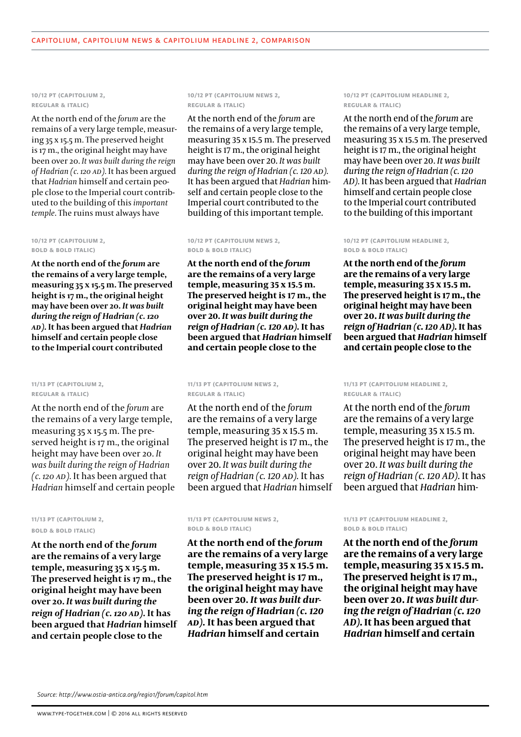## Capitolium, Capitolium News & Capitolium Headline 2, comparison

### 10/12 pt (Capitolium 2, Regular & Italic)

At the north end of the *forum* are the remains of a very large temple, measuring 35 x 15.5 m. The preserved height is 17 m., the original height may have been over 20. *It was built during the reign of Hadrian (c. 120 AD).* It has been argued that *Hadrian* himself and certain people close to the Imperial court contributed to the building of this *important temple.* The ruins must always have

### 10/12 pt (Capitolium News 2, Regular & Italic)

At the north end of the *forum* are the remains of a very large temple, measuring 35 x 15.5 m. The preserved height is 17 m., the original height may have been over 20. *It was built during the reign of Hadrian (c. 120 AD).* It has been argued that *Hadrian* himself and certain people close to the Imperial court contributed to the building of this important temple.

### 10/12 pt (Capitolium Headline 2, Regular & Italic)

At the north end of the *forum* are the remains of a very large temple, measuring 35 x 15.5 m. The preserved height is 17 m., the original height may have been over 20. *It was built during the reign of Hadrian (c. 120 AD).* It has been argued that *Hadrian* himself and certain people close to the Imperial court contributed to the building of this important

### 10/12 pt (Capitolium 2, Bold & Bold Italic)

**At the north end of the *forum* are the remains of a very large temple, measuring 35 x 15.5 m. The preserved height is 17 m., the original height may have been over 20. *It was built during the reign of Hadrian (c. 120 AD).* It has been argued that *Hadrian* himself and certain people close to the Imperial court contributed**

### 10/12 pt (Capitolium News 2, Bold & Bold Italic)

**At the north end of the *forum* are the remains of a very large temple, measuring 35 x 15.5 m. The preserved height is 17 m., the original height may have been over 20. *It was built during the reign of Hadrian (c. 120 AD).* It has been argued that *Hadrian* himself and certain people close to the**

### 10/12 pt (Capitolium Headline 2, Bold & Bold Italic)

**At the north end of the *forum* are the remains of a very large temple, measuring 35 x 15.5 m. The preserved height is 17 m., the original height may have been over 20. *It was built during the reign of Hadrian (c. 120 AD).* It has been argued that *Hadrian* himself and certain people close to the**

### 11/13 pt (Capitolium 2, Regular & Italic)

At the north end of the *forum* are the remains of a very large temple, measuring 35 x 15.5 m. The preserved height is 17 m., the original height may have been over 20. *It was built during the reign of Hadrian (c. 120 AD).* It has been argued that *Hadrian* himself and certain people

### 11/13 pt (Capitolium News 2, Regular & Italic)

At the north end of the *forum* are the remains of a very large temple, measuring 35 x 15.5 m. The preserved height is 17 m., the original height may have been over 20. *It was built during the reign of Hadrian (c. 120 AD).* It has been argued that *Hadrian* himself

### 11/13 pt (Capitolium Headline 2, Regular & Italic)

At the north end of the *forum* are the remains of a very large temple, measuring 35 x 15.5 m. The preserved height is 17 m., the original height may have been over 20. *It was built during the reign of Hadrian (c. 120 AD).* It has been argued that *Hadrian* him-

### 11/13 pt (Capitolium 2, Bold & Bold Italic)

**At the north end of the *forum* are the remains of a very large temple, measuring 35 x 15.5 m. The preserved height is 17 m., the original height may have been over 20. *It was built during the reign of Hadrian (c. 120 AD).* It has been argued that *Hadrian* himself and certain people close to the**

### 11/13 pt (Capitolium News 2, Bold & Bold Italic)

**At the north end of the *forum* are the remains of a very large temple, measuring 35 x 15.5 m. The preserved height is 17 m., the original height may have been over 20. *It was built during the reign of Hadrian (c. 120 AD).* It has been argued that *Hadrian* himself and certain**

### 11/13 pt (Capitolium Headline 2, Bold & Bold Italic)

**At the north end of the *forum* are the remains of a very large temple, measuring 35 x 15.5 m. The preserved height is 17 m., the original height may have been over 20. *It was built during the reign of Hadrian (c. 120 AD).* It has been argued that *Hadrian* himself and certain**

*Source: http://www.ostia-antica.org/regio1/forum/capitol.htm*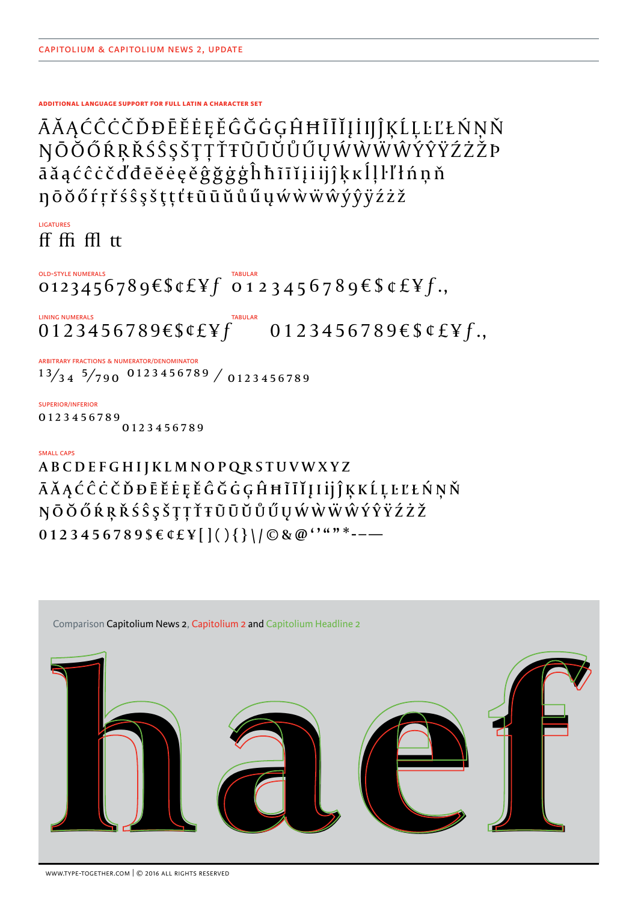CAPITOLIUM & CAPITOLIUM NEWS 2, UPDATE

**ADDITIONAL LANGUAGE SUPPORT FOR FULL LATIN A CHARACTER SET**

ĀĂĄĆĈĊČĎĐĒĔĖĘĚĜĞĠĢĤĦĨĪĬĮİĲĴĶĹĻĿĽŁŃŅŇ
ŊŌŎŐŔŖŘŚŜŞŠŢŤŦŨŪŬŮŰŲẂẀẄŴÝŶŸŹŻŽÞ
āăąćĉċčďđēĕėęěĝğġģĥħĩīĭįiĳĵķĸĺļŀľłńņň
ŋōŏőŕŗřśŝşšţťŧũūŭůűųẃẁẅŵýŷÿźżž

LIGATURES

ff ffi ffl tt

OLD-STYLE NUMERALS

0123456789€$¢£¥ƒ

TABULAR

0123456789€$¢£¥ƒ.,

LINING NUMERALS

0123456789€$¢£¥ƒ

TABULAR

0123456789€$¢£¥ƒ.,

ARBITRARY FRACTIONS & NUMERATOR/DENOMINATOR

13⁄34 5⁄790 0123456789 ⁄ 0123456789

SUPERIOR/INFERIOR

0123456789
0123456789

SMALL CAPS

ABCDEFGHIJKLMNOPQRSTUVWXYZ
ĀĂĄĆĈĊČĎĐĒĔĖĘĚĜĞĠĢĤĦĨĪĬĮİĲĴĶĹĻĿĽŁŃŅŇ
ŊŌŎŐŔŖŘŚŜŞŠŢŤŦŨŪŬŮŰŲẂẀẄŴÝŶŸŹŻŽ
0123456789$€¢£¥[](){}\|/©&@‘’“”*-–—

Comparison Capitolium News 2, Capitolium 2 and Capitolium Headline 2

haef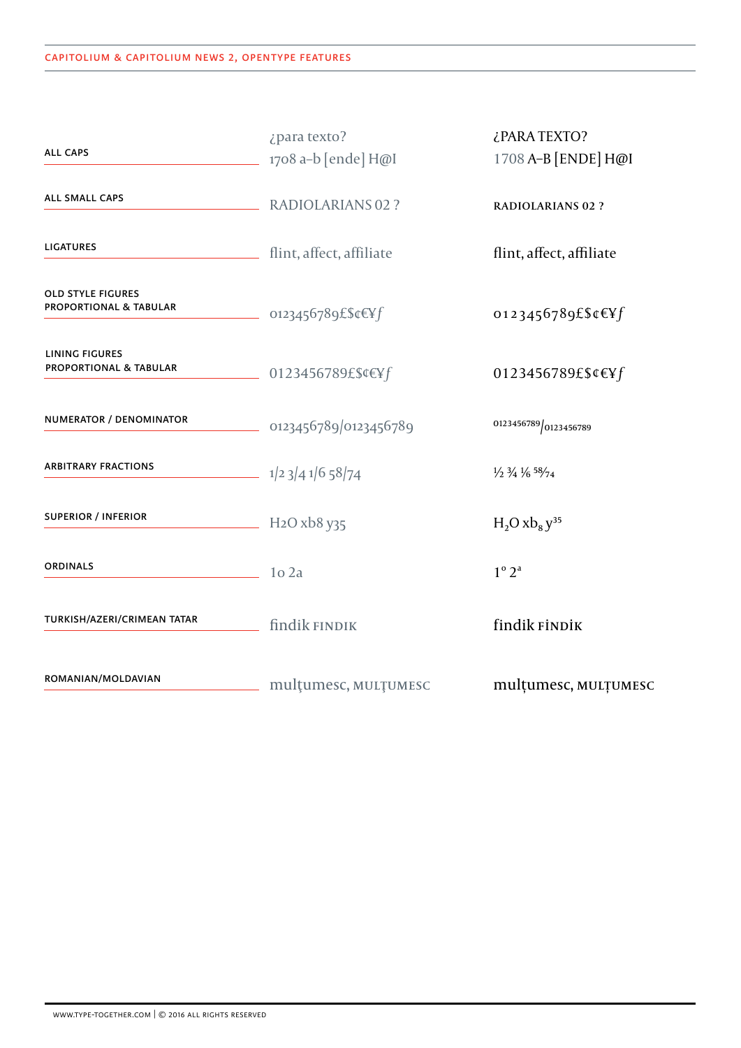## CAPITOLIUM & CAPITOLIUM NEWS 2, OPENTYPE FEATURES

| Feature | Default | Applied |
|---|---|---|
| ALL CAPS | ¿para texto? 1708 a–b [ende] H@I | ¿PARA TEXTO? 1708 A–B [ENDE] H@I |
| ALL SMALL CAPS | RADIOLARIANS 02 ? | RADIOLARIANS 02 ? |
| LIGATURES | flint, affect, affiliate | flint, affect, affiliate |
| OLD STYLE FIGURES PROPORTIONAL & TABULAR | 0123456789£$¢€¥ƒ | 0123456789£$¢€¥ƒ |
| LINING FIGURES PROPORTIONAL & TABULAR | 0123456789£$¢€¥ƒ | 0123456789£$¢€¥ƒ |
| NUMERATOR / DENOMINATOR | 0123456789/0123456789 | $^{0123456789}/_{0123456789}$ |
| ARBITRARY FRACTIONS | 1/2 3/4 1/6 58/74 | ½ ¾ ⅙ $^{58}/_{74}$ |
| SUPERIOR / INFERIOR | H2O xb8 y35 | $H_2O$ $xb_8$ $y^{35}$ |
| ORDINALS | 1o 2a | 1º 2ª |
| TURKISH/AZERI/CRIMEAN TATAR | findik FINDIK | findik FİNDİK |
| ROMANIAN/MOLDAVIAN | mulţumesc, MULŢUMESC | mulțumesc, MULȚUMESC |

WWW.TYPE-TOGETHER.COM | © 2016 ALL RIGHTS RESERVED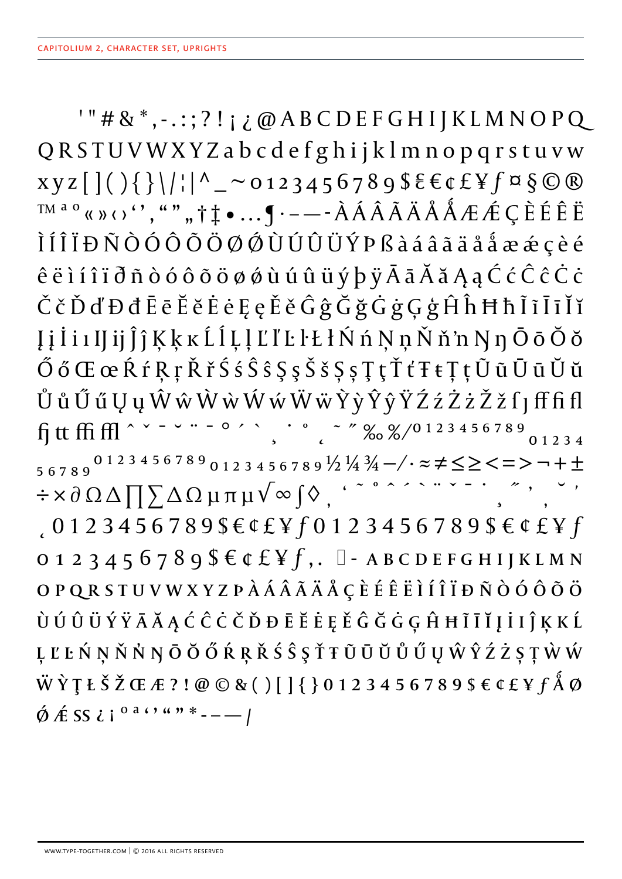CAPITOLIUM 2, CHARACTER SET, UPRIGHTS

' " # & * , - . : ; ? ! ¡ ¿ @ A B C D E F G H I J K L M N O P Q Q R S T U V W X Y Z a b c d e f g h i j k l m n o p q r s t u v w x y z [ ] ( ) { } \ / ¦ | ^ _ ~ 0 1 2 3 4 5 6 7 8 9 $ ₤ € ¢ £ ¥ ƒ ¤ § © ® ™ ª º « » ‹ › ' ' , " " „ † ‡ • … ¶ · – — - À Á Â Ã Ä Å Ǻ Æ Ǽ Ç È É Ê Ë Ì Í Î Ï Ð Ñ Ò Ó Ô Õ Ö Ø Ǿ Ù Ú Û Ü Ý Þ ß à á â ã ä å ǻ æ ǽ ç è é ê ë ì í î ï ð ñ ò ó ô õ ö ø ǿ ù ú û ü ý þ ÿ Ā ā Ă ă Ą ą Ć ć Ĉ ĉ Ċ ċ Č č Ď ď Đ đ Ē ē Ĕ ĕ Ė ė Ę ę Ě ě Ĝ ĝ Ğ ğ Ġ ġ Ģ ģ Ĥ ĥ Ħ ħ Ĩ ĩ Ī ī Ĭ ĭ Į į İ i ı Ĳ ĳ Ĵ ĵ Ķ ķ ĸ Ĺ ĺ Ļ ļ Ľ ľ Ŀ ŀ Ł ł Ń ń Ņ ņ Ň ň ŉ Ŋ ŋ Ō ō Ŏ ŏ Ő ő Œ œ Ŕ ŕ Ŗ ŗ Ř ř Ś ś Ŝ ŝ Ş ş Š š Ș ș Ţ ţ Ť ť Ŧ ŧ Ț ț Ũ ũ Ū ū Ŭ ŭ Ů ů Ű ű Ų ų Ŵ ŵ Ẁ ẁ Ẃ ẃ Ẅ ẅ Ỳ ỳ Ŷ ŷ Ÿ Ź ź Ż ż Ž ž ſ ȷ ﬀ ﬁ ﬂ ﬁ tt ﬃ ﬄ ˆ ˇ ˉ ˘ ¨ ˉ ˚ ˊ ˋ ¸ ˙ ˚ ˛ ˜ ˝ ‰ % ⁄ 0 1 2 3 4 5 6 7 8 9 0 1 2 3 4 5 6 7 8 9 0 1 2 3 4 5 6 7 8 9 0 1 2 3 4 5 6 7 8 9 ½ ¼ ¾ − ∕ · ≈ ≠ ≤ ≥ < = > ¬ + ± ÷ × ∂ Ω ∆ ∏ ∑ Δ Ω µ π μ √ ∞ ∫ ◊ , ' ˜ ˚ ˆ ˊ ˋ ¨ ˇ ˉ ˙ ¸ ˝ ' , ˘ ' ˛ 0 1 2 3 4 5 6 7 8 9 $ € ¢ £ ¥ ƒ 0 1 2 3 4 5 6 7 8 9 $ € ¢ £ ¥ ƒ 0 1 2 3 4 5 6 7 8 9 $ € ¢ £ ¥ ƒ , . - A B C D E F G H I J K L M N O P Q R S T U V W X Y Z Þ À Á Â Ã Ä Å Ç È É Ê Ë Ì Í Î Ï Ð Ñ Ò Ó Ô Õ Ö Ù Ú Û Ü Ý Ÿ Ā Ă Ą Ć Ĉ Ċ Č Ď Đ Ē Ĕ Ė Ę Ě Ĝ Ğ Ġ Ģ Ĥ Ħ Ĩ Ī Ĭ Į İ I Ĵ Ķ K Ĺ Ļ Ľ Ŀ Ń Ņ Ň Ṅ Ŋ Ō Ŏ Ő Ŕ Ŗ Ř Ś Ŝ Ş Ť Ŧ Ũ Ū Ŭ Ů Ű Ų Ŵ Ŷ Ź Ż Ș Ț Ẁ Ẃ Ẅ Ỳ Ţ Ł Š Ž Œ Æ ? ! @ © & ( ) [ ] { } 0 1 2 3 4 5 6 7 8 9 $ € ¢ £ ¥ ƒ Ǻ Ø Ǿ Ǽ SS ¿ ¡ º ª ‹ › « » * - – — /

WWW.TYPE-TOGETHER.COM | © 2016 ALL RIGHTS RESERVED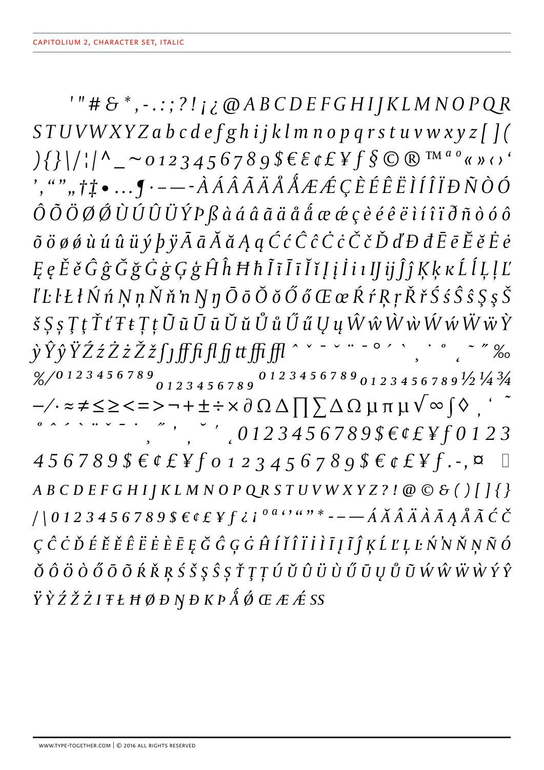CAPITOLIUM 2, CHARACTER SET, ITALIC

' " # & * , - . : ; ? ! ¡ ¿ @ A B C D E F G H I J K L M N O P Q R S T U V W X Y Z a b c d e f g h i j k l m n o p q r s t u v w x y z [ ] ( ) { } \ / ¦ | ^ _ ~ 0 1 2 3 4 5 6 7 8 9 $ € ₠ ¢ £ ¥ ƒ § © ® ™ ª º « » ‹ › ' ' ‚ " " „ † ‡ • … ¶ · – — - À Á Â Ã Ä Å Ǻ Æ Ǽ Ç È É Ê Ë Ì Í Î Ï Ð Ñ Ò Ó Ô Õ Ö Ø Ǿ Ù Ú Û Ü Ý Þ ß à á â ã ä å ǻ æ ǽ ç è é ê ë ì í î ï ð ñ ò ó ô õ ö ø ǿ ù ú û ü ý þ ÿ Ā ā Ă ă Ą ą Ć ć Ĉ ĉ Ċ ċ Č č Ď ď Đ đ Ē ē Ĕ ĕ Ė ė Ę ę Ě ě Ĝ ĝ Ğ ğ Ġ ġ Ģ ģ Ĥ ĥ Ħ ħ Ĩ ĩ Ī ī Ĭ ĭ Į į İ ı Ĳ ĳ Ĵ ĵ Ķ ķ ĸ Ĺ ĺ Ļ ļ Ľ ľ Ŀ ŀ Ł ł Ń ń Ņ ņ Ň ň ŉ Ŋ ŋ Ō ō Ŏ ŏ Ő ő Œ œ Ŕ ŕ Ŗ ŗ Ř ř Ś ś Ŝ ŝ Ş ş Š š Ș ș Ţ ţ Ť ť Ŧ ŧ Ț ț Ũ ũ Ū ū Ŭ ŭ Ů ů Ű ű Ų ų Ŵ ŵ Ẁ ẁ Ẃ ẃ Ẅ ẅ Ỳ ỳ Ŷ ŷ Ÿ Ź ź Ż ż Ž ž ſ ȷ ﬀ ﬁ ﬂ ﬃ ﬄ ˆ ˇ ˉ ˘ ¨ ¯ ˚ ´ ` ¸ ˙ ˚ ˛ ˜ ˝ ‰ % ⁄ ⁰ ¹ ² ³ ⁴ ⁵ ⁶ ⁷ ⁸ ⁹ ₀ ₁ ₂ ₃ ₄ ₅ ₆ ₇ ₈ ₉ 0 1 2 3 4 5 6 7 8 9 0 1 2 3 4 5 6 7 8 9 ½ ¼ ¾ − ∕ · ≈ ≠ ≤ ≥ < = > ¬ + ± ÷ × ∂ Ω Δ ∏ ∑ ∆ Ω µ π µ √ ∞ ∫ ◊ ‚ ' ˜ ˚ ˆ ´ ` ¨ ˇ ¯ ˙ ¸ ˝ ' ‚ ˘ ´ ˛ 0 1 2 3 4 5 6 7 8 9 $ € ¢ £ ¥ ƒ 0 1 2 3 4 5 6 7 8 9 $ € ¢ £ ¥ ƒ 0 1 2 3 4 5 6 7 8 9 $ € ¢ £ ¥ ƒ . - , ¤ 

A B C D E F G H I J K L M N O P Q R S T U V W X Y Z ? ! @ © & ( ) [ ] { } / \ 0 1 2 3 4 5 6 7 8 9 $ € ¢ £ ¥ ƒ ¿ ¡ º ª ‹ › « » * - – — Á Ă Â Ä À Ā Ą Å Ã Ć Č Ç Ĉ Ċ Ď É Ĕ Ě Ê Ë Ė È Ē Ę Ğ Ĝ Ģ Ġ Ĥ Í Ĭ Î Ï İ Ì Ī Į Ĩ Ĵ Ķ Ĺ Ľ Ļ Ŀ Ń ŉ Ň Ņ Ñ Ó Ŏ Ô Ö Ò Ő Ō Õ Ŕ Ř Ŗ Ś Š Ş Ŝ Ș Ť Ţ Ț Ú Ŭ Û Ü Ù Ű Ū Ų Ů Ũ Ẃ Ŵ Ẅ Ẁ Ý Ŷ Ÿ Ỳ Ź Ž Ż I Ŧ Ł Ħ Ø Đ Ŋ Ð K Þ Ǻ Ǿ Œ Æ Ǽ SS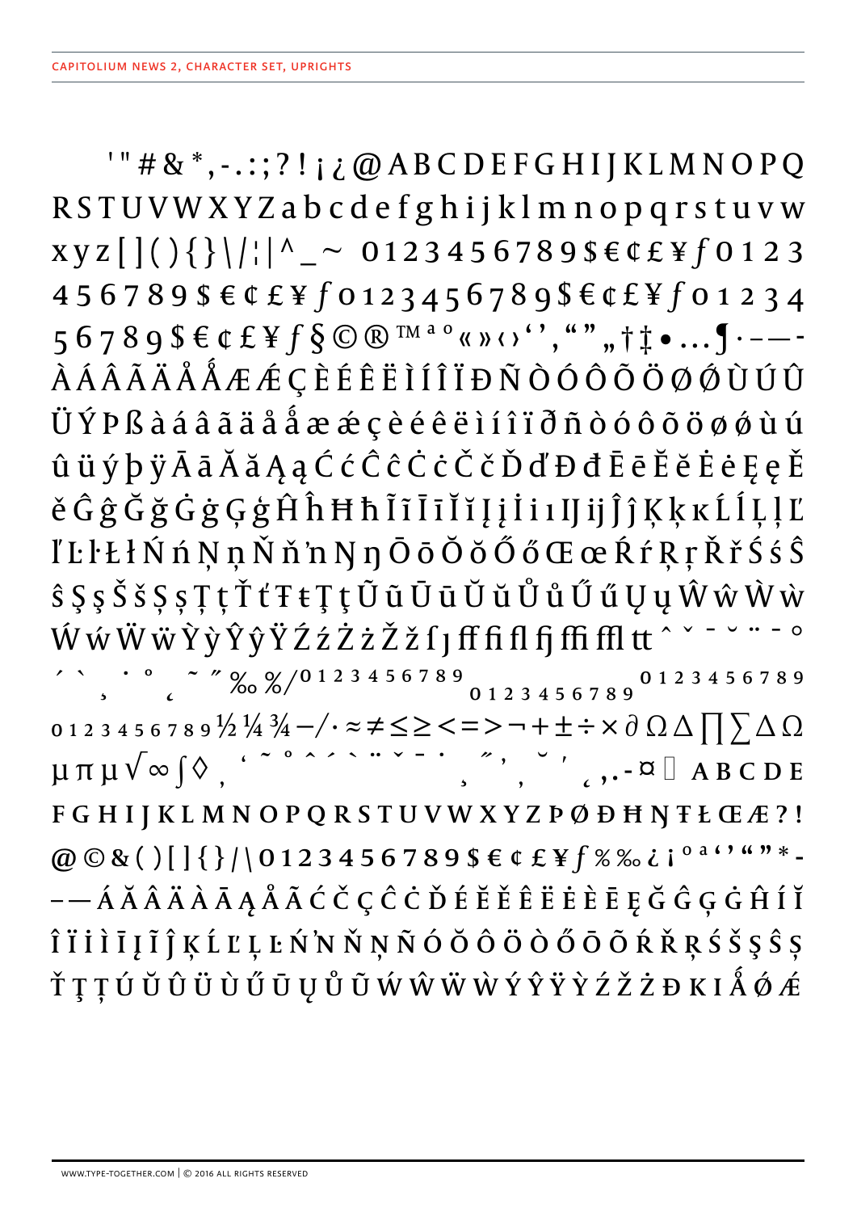CAPITOLIUM NEWS 2, CHARACTER SET, UPRIGHTS

'"#&*,-.:;?!¡¿@ABCDEFGHIJKLMNOPQ RSTUVWXYZabcdefghijklmnopqrstuvw xyz[](){}\/¦|^_~ 0123456789$€¢£¥ƒ0123 456789$€¢£¥ƒ0123456789$€¢£¥ƒ01234 56789$€¢£¥ƒ§©®™ª º«»‹›‘’‚“”„†‡•…¶·–—- ÀÁÂÃÄÅǺÆǼÇÈÉÊËÌÍÎÏÐÑÒÓÔÕÖØǾÙÚÛ ÜÝÞßàáâãäåǻæǽçèéêëìíîïðñòóôõöøǿùú ûüýþÿĀāĂăĄąĆćĈĉĊċČčĎďĐđĒēĔĕĖėĘęĚ ěĜĝĞğĠġĢģĤĥĦħĨĩĪīĬĭĮįİiıĲĳĴĵĶķĸĹĺĻļĽ ľĿŀŁłŃńŅņŇňŉŊŋŌōŎŏŐőŒœŔŕŖŗŘřŚśŜ ŝŞşŠšȘșŢţŤťŦŧȚțŨũŪūŬŭŮůŰűŲųŴŵẀẁ ẂẃẄẅỲỳŶŷŸŹźŻżŽžſȷﬀﬁﬂfjﬃﬄtt ˆ ˇ ˉ ˘ ¨ ˉ ˚

´ ` ¸ ˙ ˚ ˛ ˜ ˝ ‰ % ⁄ 0 1 2 3 4 5 6 7 8 9 0 1 2 3 4 5 6 7 8 9 0 1 2 3 4 5 6 7 8 9

0 1 2 3 4 5 6 7 8 9 ½ ¼ ¾ −/· ≈ ≠ ≤ ≥ < = > ¬ + ± ÷ × ∂ Ω ∆ ∏ ∑ Δ Ω

µ π µ √ ∞ ∫ ◊ ‚ ‘ ˜ ˚ ˆ ´ ` ¨ ˇ ˉ ˙ ¸ ˝ ’ ‚ ˘ ′ ˛ ,.-¤  A B C D E

F G H I J K L M N O P Q R S T U V W X Y Z Þ Ø Ð Ħ Ŋ Ŧ Ł Œ Æ ? !

@ © & ( ) [ ] { } / \ 0 1 2 3 4 5 6 7 8 9 $ € ¢ £ ¥ ƒ % ‰ ¿ ¡ º ª ‘ ’ “ ” * -

– — Á Ă Â Ä À Ā Ą Å Ã Ć Č Ç Ĉ Ċ Ď É Ĕ Ě Ê Ë Ė È Ē Ę Ğ Ĝ Ģ Ġ Ĥ Í Ĭ

Î Ï İ Ì Ī Į Ĩ Ĵ Ķ Ĺ Ľ Ļ Ŀ Ń ŉ Ň Ņ Ñ Ó Ŏ Ô Ö Ò Ő Ō Õ Ŕ Ř Ŗ Ś Š Ş Ŝ Ș

Ť Ţ Ț Ú Ŭ Û Ü Ù Ű Ū Ų Ů Ũ Ẃ Ŵ Ẅ Ẁ Ý Ŷ Ÿ Ỳ Ź Ž Ż Đ K I Ǻ Ǿ Ǽ

WWW.TYPE-TOGETHER.COM | © 2016 ALL RIGHTS RESERVED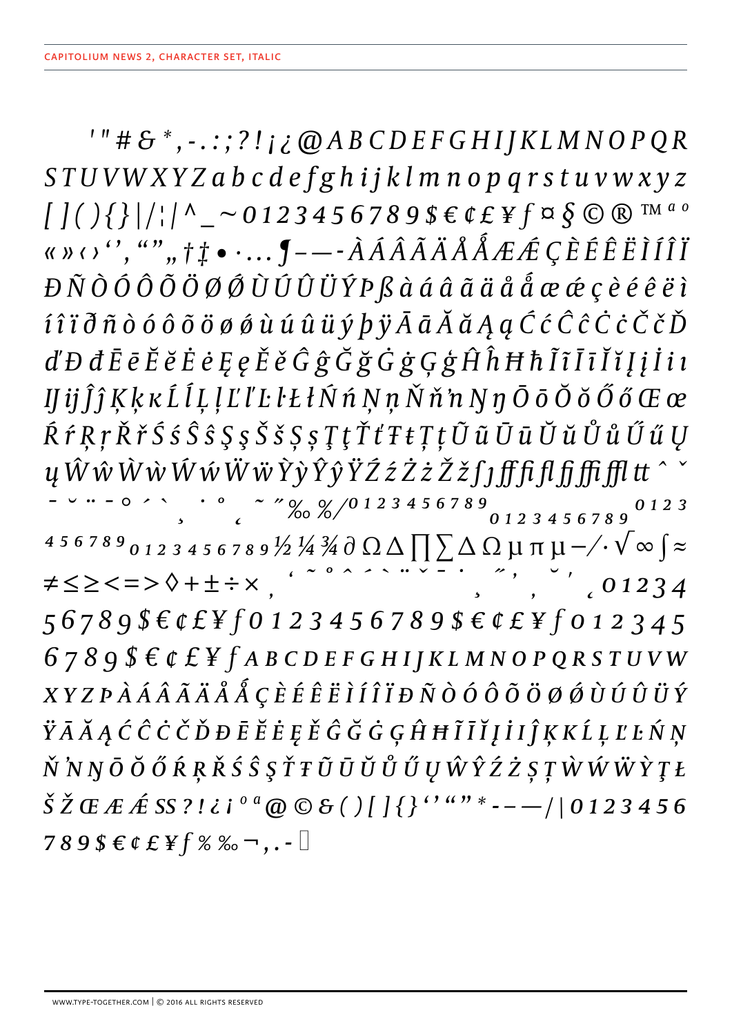CAPITOLIUM NEWS 2, CHARACTER SET, ITALIC

*' " # & * , - . : ; ? ! ¡ ¿ @ A B C D E F G H I J K L M N O P Q R S T U V W X Y Z a b c d e f g h i j k l m n o p q r s t u v w x y z [ ] ( ) { } | / ¦ / ^ _ ~ 0 1 2 3 4 5 6 7 8 9 $ € ¢ £ ¥ ƒ ¤ § © ® ™ ª º « » ‹ › ‘ ’ , “ ” „ † ‡ • · . . . ¶ – — - À Á Â Ã Ä Å Ǻ Æ Ǽ Ç È É Ê Ë Ì Í Î Ï Ð Ñ Ò Ó Ô Õ Ö Ø Ǿ Ù Ú Û Ü Ý Þ ß à á â ã ä å ǻ æ ǽ ç è é ê ë ì í î ï ð ñ ò ó ô õ ö ø ǿ ù ú û ü ý þ ÿ Ā ā Ă ă Ą ą Ć ć Ĉ ĉ Ċ ċ Č č Ď ď Đ đ Ē ē Ĕ ĕ Ė ė Ę ę Ě ě Ĝ ĝ Ğ ğ Ġ ġ Ģ ģ Ĥ ĥ Ħ ħ Ĩ ĩ Ī ī Ĭ ĭ Į į İ i ı Ĳ ĳ Ĵ ĵ Ķ ķ ĸ Ĺ ĺ Ļ ļ Ľ ľ Ŀ ŀ Ł ł Ń ń Ņ ņ Ň ň ŉ Ŋ ŋ Ō ō Ŏ ŏ Ő ő Œ œ Ŕ ŕ Ŗ ŗ Ř ř Ś ś Ŝ ŝ Ş ş Š š Ș ș Ţ ţ Ť ť Ŧ ŧ Ț ț Ũ ũ Ū ū Ŭ ŭ Ů ů Ű ű Ų ų Ŵ ŵ Ẁ ẁ Ẃ ẃ Ẅ ẅ Ỳ ỳ Ŷ ŷ Ÿ Ź ź Ż ż Ž ž ʃ ȷ ﬀ ﬁ ﬂ ﬃ ﬃ ﬄ tt ˆ ˇ ˉ ˘ ¨ ˉ ˚ ˊ ˋ ¸ ˙ ˚ ˛ ˜ ˝ ‰ % ⁄ 0 1 2 3 4 5 6 7 8 9 0 1 2 3 4 5 6 7 8 9 0 1 2 3 4 5 6 7 8 9 0 1 2 3 4 5 6 7 8 9 ½ ¼ ¾ ∂ Ω ∆ ∏ ∑ ∆ Ω µ π µ − ∕ · √ ∞ ∫ ≈ ≠ ≤ ≥ < = > ◊ + ± ÷ × , ‘ ˜ ˚ ˆ ˊ ˋ ¨ ˇ ˉ ˙ ¸ ˝ ’ , ˘ ʼ ˛ 0 1 2 3 4 5 6 7 8 9 $ € ¢ £ ¥ ƒ 0 1 2 3 4 5 6 7 8 9 $ € ¢ £ ¥ ƒ 0 1 2 3 4 5 6 7 8 9 $ € ¢ £ ¥ ƒ A B C D E F G H I J K L M N O P Q R S T U V W X Y Z Þ À Á Â Ã Ä Å Ǻ Ç È É Ê Ë Ì Í Î Ï Ð Ñ Ò Ó Ô Õ Ö Ø Ǿ Ù Ú Û Ü Ý Ÿ Ā Ă Ą Ć Ĉ Ċ Č Ď Đ Ē Ĕ Ė Ę Ě Ĝ Ğ Ġ Ģ Ĥ Ħ Ĩ Ī Ĭ Į İ I Ĵ Ķ K Ĺ Ļ Ľ Ŀ Ń Ņ Ň ŉ Ŋ Ō Ŏ Ő Ŕ Ŗ Ř Ś Ŝ Ş Ť Ŧ Ũ Ū Ŭ Ů Ű Ų Ŵ Ŷ Ź Ż Ș Ț Ẁ Ẃ Ẅ Ỳ Ţ Ł Š Ž Œ Æ Ǽ SS ? ! ¿ ¡ º ª @ © & ( ) [ ] { } ‘ ’ “ ” * - – — / | 0 1 2 3 4 5 6 7 8 9 $ € ¢ £ ¥ ƒ % ‰ ¬ , . -*

WWW.TYPE-TOGETHER.COM | © 2016 ALL RIGHTS RESERVED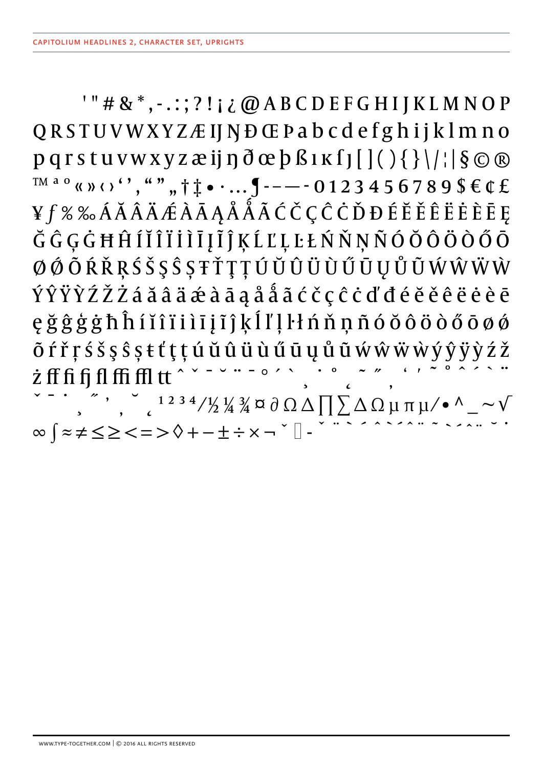CAPITOLIUM HEADLINES 2, CHARACTER SET, UPRIGHTS

' " # & * , - . : ; ? ! ¡ ¿ @ A B C D E F G H I J K L M N O P
Q R S T U V W X Y Z Æ Ĳ Ŋ Đ Œ Þ a b c d e f g h i j k l m n o
p q r s t u v w x y z æ ĳ ŋ ð œ þ ß ı ĸ ſ ȷ [ ] ( ) { } \ / ¦ | § © ®
™ ª º « » ‹ › ' ' , " " „ † ‡ • · … ¶ - - — - 0 1 2 3 4 5 6 7 8 9 $ € ¢ £
¥ ƒ % ‰ Á Ă Â Ä Ǽ À Ā Ą Å Ǻ Ã Ć Č Ç Ĉ Ċ Ď Đ É Ĕ Ě Ê Ë Ė È Ē Ę
Ğ Ĝ Ģ Ġ Ħ Ĥ Í Ĭ Î Ï İ Ì Ī Į Ĩ Ĵ Ķ Ĺ Ľ Ļ Ŀ Ł Ń Ň Ņ Ñ Ó Ŏ Ô Ö Ò Ő Ō
Ø Ǿ Õ Ŕ Ř Ŗ Ś Š Ş Ŝ Ș Ŧ Ť Ţ Ț Ú Ŭ Û Ü Ù Ű Ū Ų Ů Ũ Ẃ Ŵ Ẅ Ẁ
Ý Ŷ Ÿ Ỳ Ź Ž Ż á ă â ä ǽ à ā ą å ǻ ã ć č ç ĉ ċ ď đ é ĕ ě ê ë ė è ē
ę ğ ĝ ģ ġ ħ ĥ í ĭ î ï i ì ī į ĩ ĵ ķ ĺ ľ ļ ŀ ł ń ň ņ ñ ó ŏ ô ö ò ő ō ø ǿ
õ ŕ ř ŗ ś š ş ŝ ș ŧ ť ţ ț ú ŭ û ü ù ű ū ų ů ũ ẃ ŵ ẅ ẁ ý ŷ ÿ ỳ ź ž
ż ﬀ ﬁ ﬁ ﬂ ﬃ ﬄ tt ˆ ˇ ˉ ˘ ¨ ˉ ˚ ˊ ˋ ¸ ˙ ˚ ˛ ˜ ˝ , ' ' ˜ ˚ ˆ ˊ ˋ ¨
ˇ ˉ ˙ ¸ ˝ ' , ˘ ˛ ¹ ² ³ ⁴ ⁄ ½ ¼ ¾ ¤ ∂ Ω Δ ∏ ∑ ∆ Ω µ π μ ∕ ∙ ^ _ ~ √
∞ ∫ ≈ ≠ ≤ ≥ < = > ◊ + − ± ÷ × ¬ ˇ ▯ - ˇ ¨ ˋ ˊ ˆ ˋ ˊ ˆ ¨ ˜ ˋ ˊ ˆ ¨ ˘ ˙

WWW.TYPE-TOGETHER.COM | © 2016 ALL RIGHTS RESERVED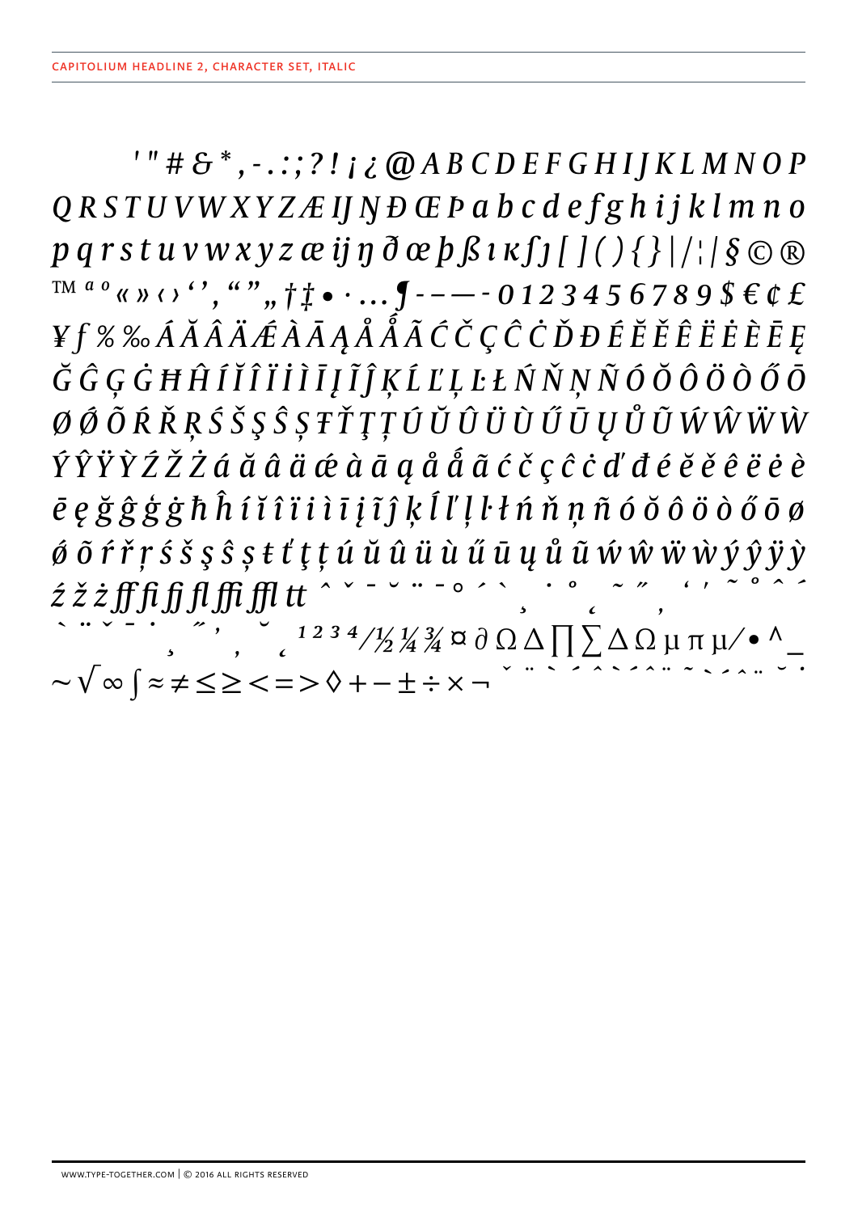CAPITOLIUM HEADLINE 2, CHARACTER SET, ITALIC

*' " # & * , - . : ; ? ! ¡ ¿ @ A B C D E F G H I J K L M N O P*
*Q R S T U V W X Y Z Æ Ĳ Ŋ Ð Œ Þ a b c d e f g h i j k l m n o*
*p q r s t u v w x y z æ ĳ ŋ ð œ þ ß ı ĸ ʃ ȷ [ ] ( ) { } | / ¦ / § © ®*
*™ ª º « » ‹ › ' ' , " " „ † ‡ • · … ¶ - – — - 0 1 2 3 4 5 6 7 8 9 $ € ¢ £*
*¥ ƒ % ‰ Á Ă Â Ä Ǽ À Ā Ą Å Ǻ Ã Ć Č Ç Ĉ Ċ Ď Đ É Ĕ Ě Ê Ë Ė È Ē Ę*
*Ğ Ĝ Ģ Ġ Ħ Ĥ Í Ĭ Î Ï İ Ì Ī Į Ĩ Ĵ Ķ Ĺ Ľ Ļ Ŀ Ł Ń Ň Ņ Ñ Ó Ŏ Ô Ö Ò Ő Ō*
*Ø Ǿ Õ Ŕ Ř Ŗ Ś Š Ş Ŝ Ș Ŧ Ť Ţ Ț Ú Ŭ Û Ü Ù Ű Ū Ų Ů Ũ Ẃ Ŵ Ẅ Ẁ*
*Ý Ŷ Ÿ Ỳ Ź Ž Ż á ă â ä ǽ à ā ą å ǻ ã ć č ç ĉ ċ ď đ é ĕ ě ê ë ė è*
*ē ę ğ ĝ ģ ġ ħ ĥ í ĭ î ï i ì ī į ĩ ĵ ķ ĺ ľ ļ ŀ ł ń ň ņ ñ ó ŏ ô ö ò ő ō ø*
*ǿ õ ŕ ř ŗ ś š ş ŝ ș ŧ ť ţ ț ú ŭ û ü ù ű ū ų ů ũ ẃ ŵ ẅ ẁ ý ŷ ÿ ỳ*
*ź ž ż ff fi fj fl ffi ffl tt ˆ ˇ ¯ ˘ ¨ ¯ ˚ ´ ` ¸ ˙ ˚ ˛ ˜ ˝ ' ' ˜ ˚ ˆ ´*
*` ¨ ˇ ¯ ˙ ¸ ˝ ' , ˘ ˛ ¹ ² ³ ⁴ ⁄ ½ ¼ ¾ ¤ ∂ Ω ∆ ∏ ∑ ∆ Ω µ π µ ∕ • ^ _*
*~ √ ∞ ∫ ≈ ≠ ≤ ≥ < = > ◊ + − ± ÷ × ¬ ˇ ¨ ` ´ ˆ ` ´ ˆ ¨ ˜ ` ´ ˆ ¨ ˘ ˙*

WWW.TYPE-TOGETHER.COM | © 2016 ALL RIGHTS RESERVED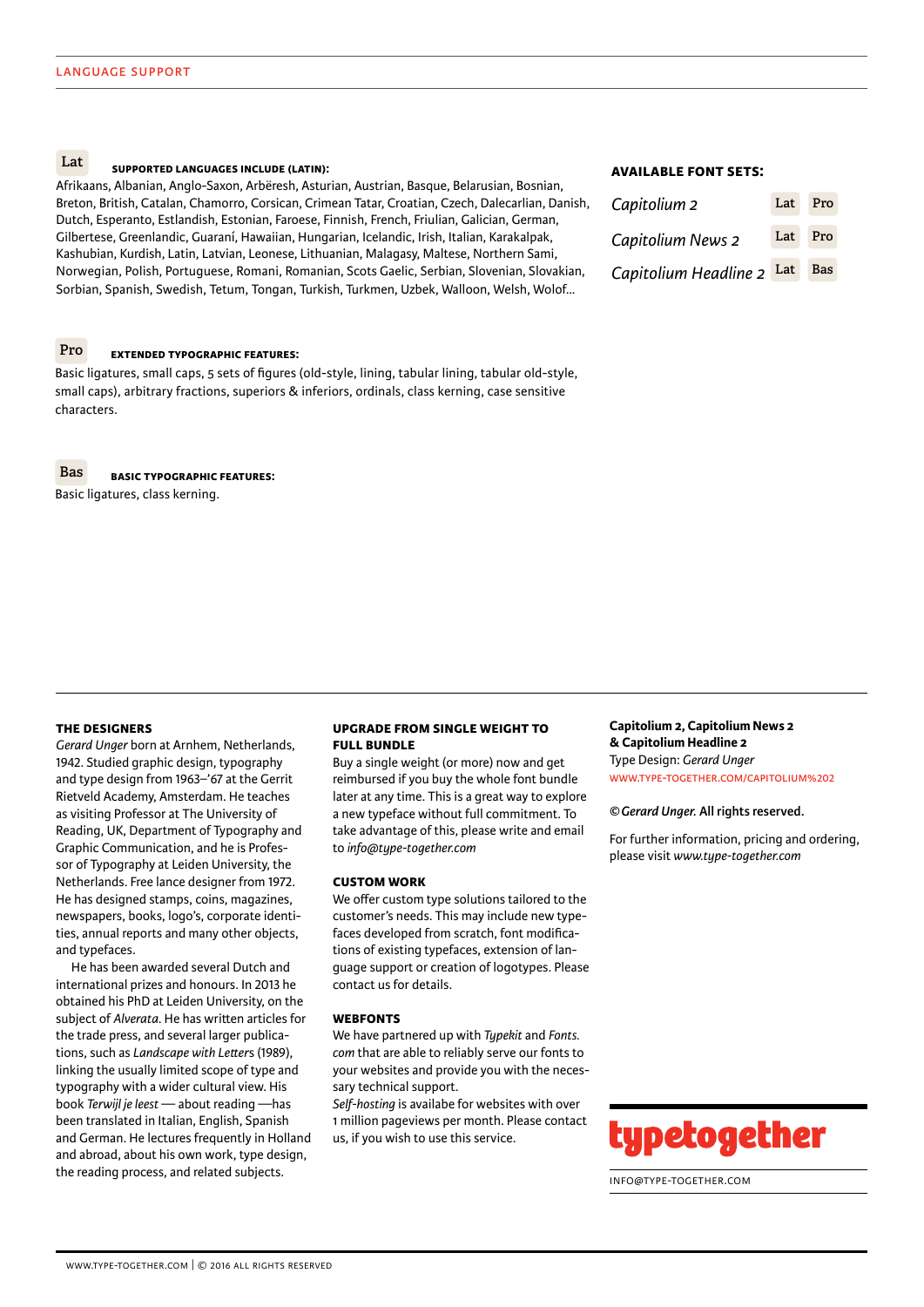## LANGUAGE SUPPORT

**Lat** **SUPPORTED LANGUAGES INCLUDE (LATIN):**
Afrikaans, Albanian, Anglo-Saxon, Arbëresh, Asturian, Austrian, Basque, Belarusian, Bosnian, Breton, British, Catalan, Chamorro, Corsican, Crimean Tatar, Croatian, Czech, Dalecarlian, Danish, Dutch, Esperanto, Estlandish, Estonian, Faroese, Finnish, French, Friulian, Galician, German, Gilbertese, Greenlandic, Guaraní, Hawaiian, Hungarian, Icelandic, Irish, Italian, Karakalpak, Kashubian, Kurdish, Latin, Latvian, Leonese, Lithuanian, Malagasy, Maltese, Northern Sami, Norwegian, Polish, Portuguese, Romani, Romanian, Scots Gaelic, Serbian, Slovenian, Slovakian, Sorbian, Spanish, Swedish, Tetum, Tongan, Turkish, Turkmen, Uzbek, Walloon, Welsh, Wolof...

**Pro** **EXTENDED TYPOGRAPHIC FEATURES:**
Basic ligatures, small caps, 5 sets of figures (old-style, lining, tabular lining, tabular old-style, small caps), arbitrary fractions, superiors & inferiors, ordinals, class kerning, case sensitive characters.

**Bas** **BASIC TYPOGRAPHIC FEATURES:**
Basic ligatures, class kerning.

**AVAILABLE FONT SETS:**

| | | |
|---|---|---|
| *Capitolium 2* | Lat | Pro |
| *Capitolium News 2* | Lat | Pro |
| *Capitolium Headline 2* | Lat | Bas |

**THE DESIGNERS**
*Gerard Unger* born at Arnhem, Netherlands, 1942. Studied graphic design, typography and type design from 1963–'67 at the Gerrit Rietveld Academy, Amsterdam. He teaches as visiting Professor at The University of Reading, UK, Department of Typography and Graphic Communication, and he is Professor of Typography at Leiden University, the Netherlands. Free lance designer from 1972. He has designed stamps, coins, magazines, newspapers, books, logo's, corporate identities, annual reports and many other objects, and typefaces.

He has been awarded several Dutch and international prizes and honours. In 2013 he obtained his PhD at Leiden University, on the subject of *Alverata*. He has written articles for the trade press, and several larger publications, such as *Landscape with Letters* (1989), linking the usually limited scope of type and typography with a wider cultural view. His book *Terwijl je leest* — about reading —has been translated in Italian, English, Spanish and German. He lectures frequently in Holland and abroad, about his own work, type design, the reading process, and related subjects.

**UPGRADE FROM SINGLE WEIGHT TO FULL BUNDLE**
Buy a single weight (or more) now and get reimbursed if you buy the whole font bundle later at any time. This is a great way to explore a new typeface without full commitment. To take advantage of this, please write and email to *info@type-together.com*

**CUSTOM WORK**
We offer custom type solutions tailored to the customer's needs. This may include new typefaces developed from scratch, font modifications of existing typefaces, extension of language support or creation of logotypes. Please contact us for details.

**WEBFONTS**
We have partnered up with *Typekit* and *Fonts.com* that are able to reliably serve our fonts to your websites and provide you with the necessary technical support.
*Self-hosting* is availabe for websites with over 1 million pageviews per month. Please contact us, if you wish to use this service.

**Capitolium 2, Capitolium News 2 & Capitolium Headline 2**
Type Design: *Gerard Unger*
WWW.TYPE-TOGETHER.COM/CAPITOLIUM%202

© *Gerard Unger.* **All rights reserved.**

For further information, pricing and ordering, please visit *www.type-together.com*

typetogether

INFO@TYPE-TOGETHER.COM